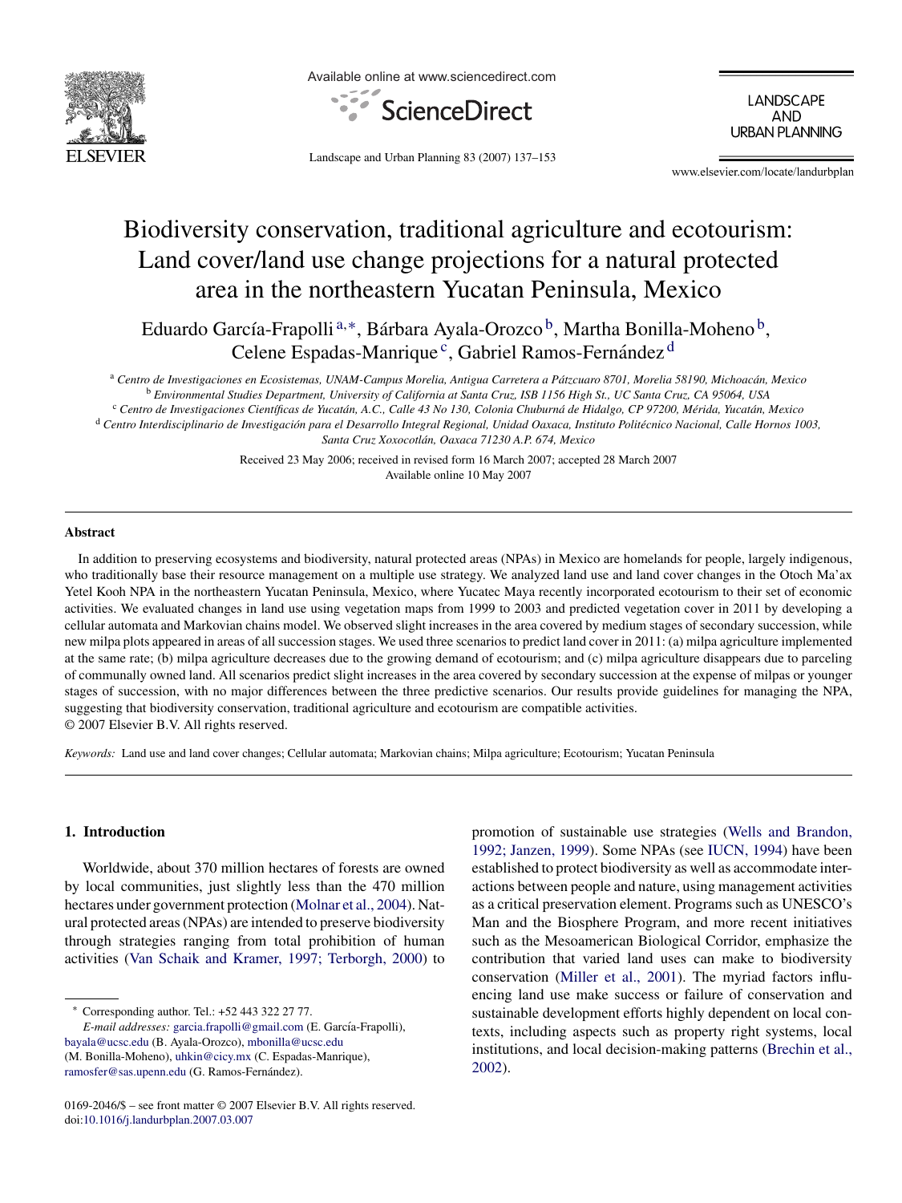# Biodiversity conservation, traditional agriculture and ecotourism: Land cover/land use change projections for a natural protected area in the northeastern Yucatan Peninsula, Mexico

Eduardo García-Frapolli [a,*], Bárbara Ayala-Orozco [b], Martha Bonilla-Moheno [b], Celene Espadas-Manrique [c], Gabriel Ramos-Fernández [d]

[a] *Centro de Investigaciones en Ecosistemas, UNAM-Campus Morelia, Antigua Carretera a Pátzcuaro 8701, Morelia 58190, Michoacán, Mexico*
[b] *Environmental Studies Department, University of California at Santa Cruz, ISB 1156 High St., UC Santa Cruz, CA 95064, USA*
[c] *Centro de Investigaciones Científicas de Yucatán, A.C., Calle 43 No 130, Colonia Chuburná de Hidalgo, CP 97200, Mérida, Yucatán, Mexico*
[d] *Centro Interdisciplinario de Investigación para el Desarrollo Integral Regional, Unidad Oaxaca, Instituto Politécnico Nacional, Calle Hornos 1003, Santa Cruz Xoxocotlán, Oaxaca 71230 A.P. 674, Mexico*

Received 23 May 2006; received in revised form 16 March 2007; accepted 28 March 2007
Available online 10 May 2007

## Abstract

In addition to preserving ecosystems and biodiversity, natural protected areas (NPAs) in Mexico are homelands for people, largely indigenous, who traditionally base their resource management on a multiple use strategy. We analyzed land use and land cover changes in the Otoch Ma'ax Yetel Kooh NPA in the northeastern Yucatan Peninsula, Mexico, where Yucatec Maya recently incorporated ecotourism to their set of economic activities. We evaluated changes in land use using vegetation maps from 1999 to 2003 and predicted vegetation cover in 2011 by developing a cellular automata and Markovian chains model. We observed slight increases in the area covered by medium stages of secondary succession, while new milpa plots appeared in areas of all succession stages. We used three scenarios to predict land cover in 2011: (a) milpa agriculture implemented at the same rate; (b) milpa agriculture decreases due to the growing demand of ecotourism; and (c) milpa agriculture disappears due to parceling of communally owned land. All scenarios predict slight increases in the area covered by secondary succession at the expense of milpas or younger stages of succession, with no major differences between the three predictive scenarios. Our results provide guidelines for managing the NPA, suggesting that biodiversity conservation, traditional agriculture and ecotourism are compatible activities.

© 2007 Elsevier B.V. All rights reserved.

*Keywords:* Land use and land cover changes; Cellular automata; Markovian chains; Milpa agriculture; Ecotourism; Yucatan Peninsula

## 1. Introduction

Worldwide, about 370 million hectares of forests are owned by local communities, just slightly less than the 470 million hectares under government protection (Molnar et al., 2004). Natural protected areas (NPAs) are intended to preserve biodiversity through strategies ranging from total prohibition of human activities (Van Schaik and Kramer, 1997; Terborgh, 2000) to promotion of sustainable use strategies (Wells and Brandon, 1992; Janzen, 1999). Some NPAs (see IUCN, 1994) have been established to protect biodiversity as well as accommodate interactions between people and nature, using management activities as a critical preservation element. Programs such as UNESCO's Man and the Biosphere Program, and more recent initiatives such as the Mesoamerican Biological Corridor, emphasize the contribution that varied land uses can make to biodiversity conservation (Miller et al., 2001). The myriad factors influencing land use make success or failure of conservation and sustainable development efforts highly dependent on local contexts, including aspects such as property right systems, local institutions, and local decision-making patterns (Brechin et al., 2002).

* Corresponding author. Tel.: +52 443 322 27 77.
*E-mail addresses:* garcia.frapolli@gmail.com (E. García-Frapolli), bayala@ucsc.edu (B. Ayala-Orozco), mbonilla@ucsc.edu (M. Bonilla-Moheno), uhkin@cicy.mx (C. Espadas-Manrique), ramosfer@sas.upenn.edu (G. Ramos-Fernández).

0169-2046/$ – see front matter © 2007 Elsevier B.V. All rights reserved.
doi:10.1016/j.landurbplan.2007.03.007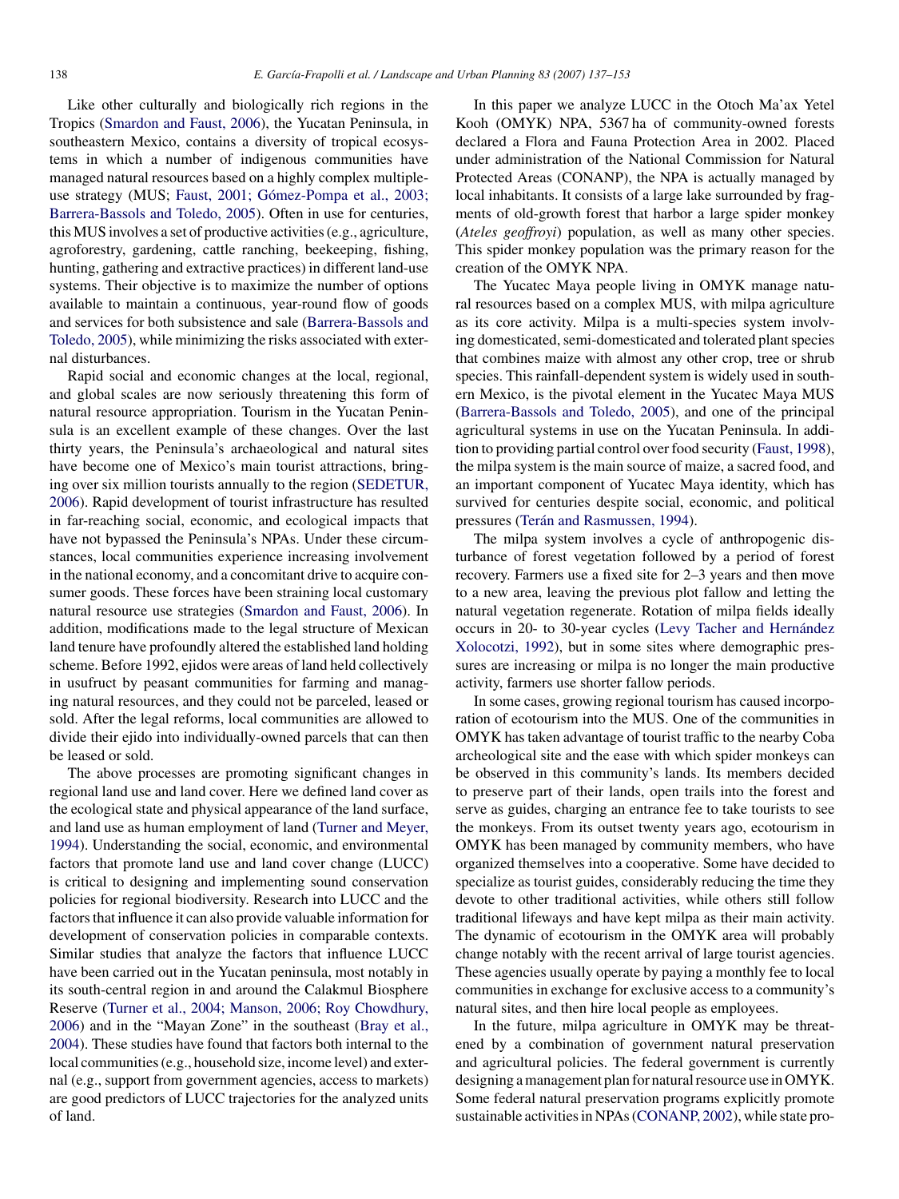Like other culturally and biologically rich regions in the Tropics (Smardon and Faust, 2006), the Yucatan Peninsula, in southeastern Mexico, contains a diversity of tropical ecosystems in which a number of indigenous communities have managed natural resources based on a highly complex multiple-use strategy (MUS; Faust, 2001; Gómez-Pompa et al., 2003; Barrera-Bassols and Toledo, 2005). Often in use for centuries, this MUS involves a set of productive activities (e.g., agriculture, agroforestry, gardening, cattle ranching, beekeeping, fishing, hunting, gathering and extractive practices) in different land-use systems. Their objective is to maximize the number of options available to maintain a continuous, year-round flow of goods and services for both subsistence and sale (Barrera-Bassols and Toledo, 2005), while minimizing the risks associated with external disturbances.

Rapid social and economic changes at the local, regional, and global scales are now seriously threatening this form of natural resource appropriation. Tourism in the Yucatan Peninsula is an excellent example of these changes. Over the last thirty years, the Peninsula's archaeological and natural sites have become one of Mexico's main tourist attractions, bringing over six million tourists annually to the region (SEDETUR, 2006). Rapid development of tourist infrastructure has resulted in far-reaching social, economic, and ecological impacts that have not bypassed the Peninsula's NPAs. Under these circumstances, local communities experience increasing involvement in the national economy, and a concomitant drive to acquire consumer goods. These forces have been straining local customary natural resource use strategies (Smardon and Faust, 2006). In addition, modifications made to the legal structure of Mexican land tenure have profoundly altered the established land holding scheme. Before 1992, ejidos were areas of land held collectively in usufruct by peasant communities for farming and managing natural resources, and they could not be parceled, leased or sold. After the legal reforms, local communities are allowed to divide their ejido into individually-owned parcels that can then be leased or sold.

The above processes are promoting significant changes in regional land use and land cover. Here we defined land cover as the ecological state and physical appearance of the land surface, and land use as human employment of land (Turner and Meyer, 1994). Understanding the social, economic, and environmental factors that promote land use and land cover change (LUCC) is critical to designing and implementing sound conservation policies for regional biodiversity. Research into LUCC and the factors that influence it can also provide valuable information for development of conservation policies in comparable contexts. Similar studies that analyze the factors that influence LUCC have been carried out in the Yucatan peninsula, most notably in its south-central region in and around the Calakmul Biosphere Reserve (Turner et al., 2004; Manson, 2006; Roy Chowdhury, 2006) and in the "Mayan Zone" in the southeast (Bray et al., 2004). These studies have found that factors both internal to the local communities (e.g., household size, income level) and external (e.g., support from government agencies, access to markets) are good predictors of LUCC trajectories for the analyzed units of land.

In this paper we analyze LUCC in the Otoch Ma'ax Yetel Kooh (OMYK) NPA, 5367 ha of community-owned forests declared a Flora and Fauna Protection Area in 2002. Placed under administration of the National Commission for Natural Protected Areas (CONANP), the NPA is actually managed by local inhabitants. It consists of a large lake surrounded by fragments of old-growth forest that harbor a large spider monkey (*Ateles geoffroyi*) population, as well as many other species. This spider monkey population was the primary reason for the creation of the OMYK NPA.

The Yucatec Maya people living in OMYK manage natural resources based on a complex MUS, with milpa agriculture as its core activity. Milpa is a multi-species system involving domesticated, semi-domesticated and tolerated plant species that combines maize with almost any other crop, tree or shrub species. This rainfall-dependent system is widely used in southern Mexico, is the pivotal element in the Yucatec Maya MUS (Barrera-Bassols and Toledo, 2005), and one of the principal agricultural systems in use on the Yucatan Peninsula. In addition to providing partial control over food security (Faust, 1998), the milpa system is the main source of maize, a sacred food, and an important component of Yucatec Maya identity, which has survived for centuries despite social, economic, and political pressures (Terán and Rasmussen, 1994).

The milpa system involves a cycle of anthropogenic disturbance of forest vegetation followed by a period of forest recovery. Farmers use a fixed site for 2–3 years and then move to a new area, leaving the previous plot fallow and letting the natural vegetation regenerate. Rotation of milpa fields ideally occurs in 20- to 30-year cycles (Levy Tacher and Hernández Xolocotzi, 1992), but in some sites where demographic pressures are increasing or milpa is no longer the main productive activity, farmers use shorter fallow periods.

In some cases, growing regional tourism has caused incorporation of ecotourism into the MUS. One of the communities in OMYK has taken advantage of tourist traffic to the nearby Coba archeological site and the ease with which spider monkeys can be observed in this community's lands. Its members decided to preserve part of their lands, open trails into the forest and serve as guides, charging an entrance fee to take tourists to see the monkeys. From its outset twenty years ago, ecotourism in OMYK has been managed by community members, who have organized themselves into a cooperative. Some have decided to specialize as tourist guides, considerably reducing the time they devote to other traditional activities, while others still follow traditional lifeways and have kept milpa as their main activity. The dynamic of ecotourism in the OMYK area will probably change notably with the recent arrival of large tourist agencies. These agencies usually operate by paying a monthly fee to local communities in exchange for exclusive access to a community's natural sites, and then hire local people as employees.

In the future, milpa agriculture in OMYK may be threatened by a combination of government natural preservation and agricultural policies. The federal government is currently designing a management plan for natural resource use in OMYK. Some federal natural preservation programs explicitly promote sustainable activities in NPAs (CONANP, 2002), while state pro-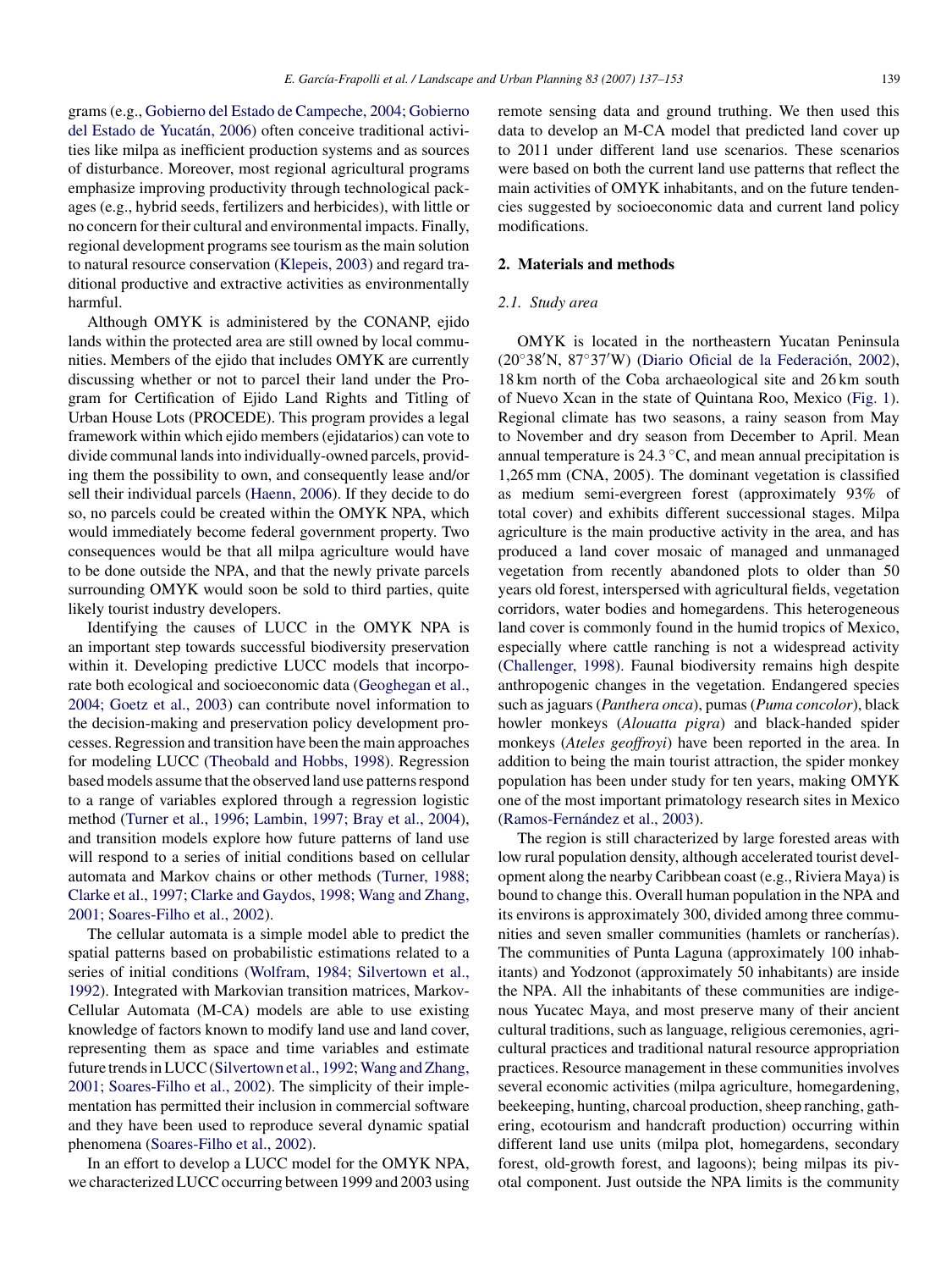grams (e.g., Gobierno del Estado de Campeche, 2004; Gobierno del Estado de Yucatán, 2006) often conceive traditional activities like milpa as inefficient production systems and as sources of disturbance. Moreover, most regional agricultural programs emphasize improving productivity through technological packages (e.g., hybrid seeds, fertilizers and herbicides), with little or no concern for their cultural and environmental impacts. Finally, regional development programs see tourism as the main solution to natural resource conservation (Klepeis, 2003) and regard traditional productive and extractive activities as environmentally harmful.

Although OMYK is administered by the CONANP, ejido lands within the protected area are still owned by local communities. Members of the ejido that includes OMYK are currently discussing whether or not to parcel their land under the Program for Certification of Ejido Land Rights and Titling of Urban House Lots (PROCEDE). This program provides a legal framework within which ejido members (ejidatarios) can vote to divide communal lands into individually-owned parcels, providing them the possibility to own, and consequently lease and/or sell their individual parcels (Haenn, 2006). If they decide to do so, no parcels could be created within the OMYK NPA, which would immediately become federal government property. Two consequences would be that all milpa agriculture would have to be done outside the NPA, and that the newly private parcels surrounding OMYK would soon be sold to third parties, quite likely tourist industry developers.

Identifying the causes of LUCC in the OMYK NPA is an important step towards successful biodiversity preservation within it. Developing predictive LUCC models that incorporate both ecological and socioeconomic data (Geoghegan et al., 2004; Goetz et al., 2003) can contribute novel information to the decision-making and preservation policy development processes. Regression and transition have been the main approaches for modeling LUCC (Theobald and Hobbs, 1998). Regression based models assume that the observed land use patterns respond to a range of variables explored through a regression logistic method (Turner et al., 1996; Lambin, 1997; Bray et al., 2004), and transition models explore how future patterns of land use will respond to a series of initial conditions based on cellular automata and Markov chains or other methods (Turner, 1988; Clarke et al., 1997; Clarke and Gaydos, 1998; Wang and Zhang, 2001; Soares-Filho et al., 2002).

The cellular automata is a simple model able to predict the spatial patterns based on probabilistic estimations related to a series of initial conditions (Wolfram, 1984; Silvertown et al., 1992). Integrated with Markovian transition matrices, Markov-Cellular Automata (M-CA) models are able to use existing knowledge of factors known to modify land use and land cover, representing them as space and time variables and estimate future trends in LUCC (Silvertown et al., 1992; Wang and Zhang, 2001; Soares-Filho et al., 2002). The simplicity of their implementation has permitted their inclusion in commercial software and they have been used to reproduce several dynamic spatial phenomena (Soares-Filho et al., 2002).

In an effort to develop a LUCC model for the OMYK NPA, we characterized LUCC occurring between 1999 and 2003 using remote sensing data and ground truthing. We then used this data to develop an M-CA model that predicted land cover up to 2011 under different land use scenarios. These scenarios were based on both the current land use patterns that reflect the main activities of OMYK inhabitants, and on the future tendencies suggested by socioeconomic data and current land policy modifications.

## 2. Materials and methods

### 2.1. Study area

OMYK is located in the northeastern Yucatan Peninsula (20°38′N, 87°37′W) (Diario Oficial de la Federación, 2002), 18 km north of the Coba archaeological site and 26 km south of Nuevo Xcan in the state of Quintana Roo, Mexico (Fig. 1). Regional climate has two seasons, a rainy season from May to November and dry season from December to April. Mean annual temperature is 24.3 °C, and mean annual precipitation is 1,265 mm (CNA, 2005). The dominant vegetation is classified as medium semi-evergreen forest (approximately 93% of total cover) and exhibits different successional stages. Milpa agriculture is the main productive activity in the area, and has produced a land cover mosaic of managed and unmanaged vegetation from recently abandoned plots to older than 50 years old forest, interspersed with agricultural fields, vegetation corridors, water bodies and homegardens. This heterogeneous land cover is commonly found in the humid tropics of Mexico, especially where cattle ranching is not a widespread activity (Challenger, 1998). Faunal biodiversity remains high despite anthropogenic changes in the vegetation. Endangered species such as jaguars (*Panthera onca*), pumas (*Puma concolor*), black howler monkeys (*Alouatta pigra*) and black-handed spider monkeys (*Ateles geoffroyi*) have been reported in the area. In addition to being the main tourist attraction, the spider monkey population has been under study for ten years, making OMYK one of the most important primatology research sites in Mexico (Ramos-Fernández et al., 2003).

The region is still characterized by large forested areas with low rural population density, although accelerated tourist development along the nearby Caribbean coast (e.g., Riviera Maya) is bound to change this. Overall human population in the NPA and its environs is approximately 300, divided among three communities and seven smaller communities (hamlets or rancherías). The communities of Punta Laguna (approximately 100 inhabitants) and Yodzonot (approximately 50 inhabitants) are inside the NPA. All the inhabitants of these communities are indigenous Yucatec Maya, and most preserve many of their ancient cultural traditions, such as language, religious ceremonies, agricultural practices and traditional natural resource appropriation practices. Resource management in these communities involves several economic activities (milpa agriculture, homegardening, beekeeping, hunting, charcoal production, sheep ranching, gathering, ecotourism and handcraft production) occurring within different land use units (milpa plot, homegardens, secondary forest, old-growth forest, and lagoons); being milpas its pivotal component. Just outside the NPA limits is the community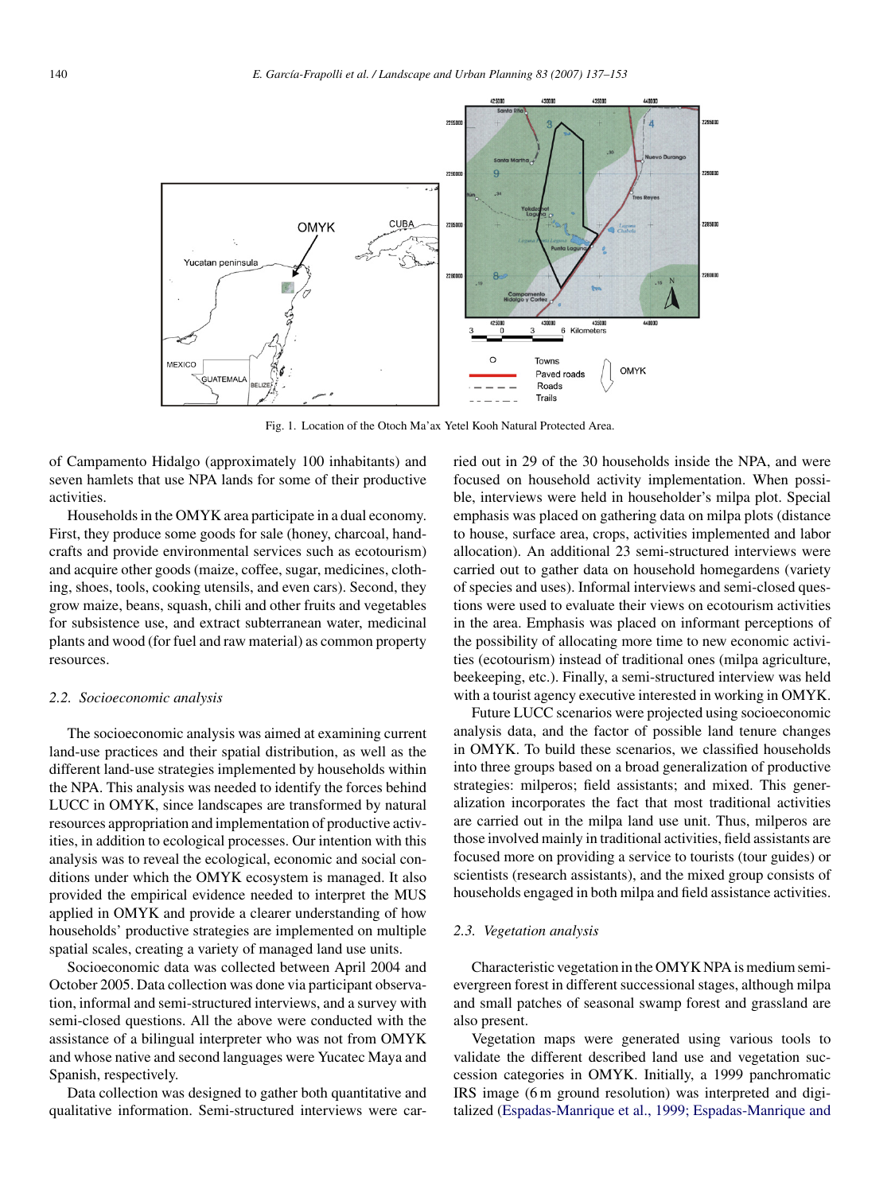Fig. 1. Location of the Otoch Ma'ax Yetel Kooh Natural Protected Area.

of Campamento Hidalgo (approximately 100 inhabitants) and seven hamlets that use NPA lands for some of their productive activities.

Households in the OMYK area participate in a dual economy. First, they produce some goods for sale (honey, charcoal, handcrafts and provide environmental services such as ecotourism) and acquire other goods (maize, coffee, sugar, medicines, clothing, shoes, tools, cooking utensils, and even cars). Second, they grow maize, beans, squash, chili and other fruits and vegetables for subsistence use, and extract subterranean water, medicinal plants and wood (for fuel and raw material) as common property resources.

### 2.2. Socioeconomic analysis

The socioeconomic analysis was aimed at examining current land-use practices and their spatial distribution, as well as the different land-use strategies implemented by households within the NPA. This analysis was needed to identify the forces behind LUCC in OMYK, since landscapes are transformed by natural resources appropriation and implementation of productive activities, in addition to ecological processes. Our intention with this analysis was to reveal the ecological, economic and social conditions under which the OMYK ecosystem is managed. It also provided the empirical evidence needed to interpret the MUS applied in OMYK and provide a clearer understanding of how households' productive strategies are implemented on multiple spatial scales, creating a variety of managed land use units.

Socioeconomic data was collected between April 2004 and October 2005. Data collection was done via participant observation, informal and semi-structured interviews, and a survey with semi-closed questions. All the above were conducted with the assistance of a bilingual interpreter who was not from OMYK and whose native and second languages were Yucatec Maya and Spanish, respectively.

Data collection was designed to gather both quantitative and qualitative information. Semi-structured interviews were carried out in 29 of the 30 households inside the NPA, and were focused on household activity implementation. When possible, interviews were held in householder's milpa plot. Special emphasis was placed on gathering data on milpa plots (distance to house, surface area, crops, activities implemented and labor allocation). An additional 23 semi-structured interviews were carried out to gather data on household homegardens (variety of species and uses). Informal interviews and semi-closed questions were used to evaluate their views on ecotourism activities in the area. Emphasis was placed on informant perceptions of the possibility of allocating more time to new economic activities (ecotourism) instead of traditional ones (milpa agriculture, beekeeping, etc.). Finally, a semi-structured interview was held with a tourist agency executive interested in working in OMYK.

Future LUCC scenarios were projected using socioeconomic analysis data, and the factor of possible land tenure changes in OMYK. To build these scenarios, we classified households into three groups based on a broad generalization of productive strategies: milperos; field assistants; and mixed. This generalization incorporates the fact that most traditional activities are carried out in the milpa land use unit. Thus, milperos are those involved mainly in traditional activities, field assistants are focused more on providing a service to tourists (tour guides) or scientists (research assistants), and the mixed group consists of households engaged in both milpa and field assistance activities.

### 2.3. Vegetation analysis

Characteristic vegetation in the OMYK NPA is medium semi-evergreen forest in different successional stages, although milpa and small patches of seasonal swamp forest and grassland are also present.

Vegetation maps were generated using various tools to validate the different described land use and vegetation succession categories in OMYK. Initially, a 1999 panchromatic IRS image (6 m ground resolution) was interpreted and digitalized (Espadas-Manrique et al., 1999; Espadas-Manrique and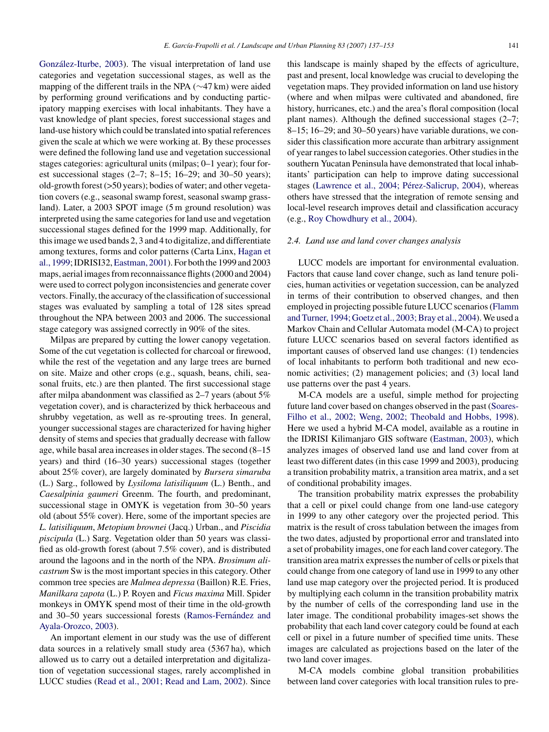González-Iturbe, 2003). The visual interpretation of land use categories and vegetation successional stages, as well as the mapping of the different trails in the NPA (∼47 km) were aided by performing ground verifications and by conducting participatory mapping exercises with local inhabitants. They have a vast knowledge of plant species, forest successional stages and land-use history which could be translated into spatial references given the scale at which we were working at. By these processes were defined the following land use and vegetation successional stages categories: agricultural units (milpas; 0–1 year); four forest successional stages (2–7; 8–15; 16–29; and 30–50 years); old-growth forest (>50 years); bodies of water; and other vegetation covers (e.g., seasonal swamp forest, seasonal swamp grassland). Later, a 2003 SPOT image (5 m ground resolution) was interpreted using the same categories for land use and vegetation successional stages defined for the 1999 map. Additionally, for this image we used bands 2, 3 and 4 to digitalize, and differentiate among textures, forms and color patterns (Carta Linx, Hagan et al., 1999; IDRISI32, Eastman, 2001). For both the 1999 and 2003 maps, aerial images from reconnaissance flights (2000 and 2004) were used to correct polygon inconsistencies and generate cover vectors. Finally, the accuracy of the classification of successional stages was evaluated by sampling a total of 128 sites spread throughout the NPA between 2003 and 2006. The successional stage category was assigned correctly in 90% of the sites.

Milpas are prepared by cutting the lower canopy vegetation. Some of the cut vegetation is collected for charcoal or firewood, while the rest of the vegetation and any large trees are burned on site. Maize and other crops (e.g., squash, beans, chili, seasonal fruits, etc.) are then planted. The first successional stage after milpa abandonment was classified as 2–7 years (about 5% vegetation cover), and is characterized by thick herbaceous and shrubby vegetation, as well as re-sprouting trees. In general, younger successional stages are characterized for having higher density of stems and species that gradually decrease with fallow age, while basal area increases in older stages. The second (8–15 years) and third (16–30 years) successional stages (together about 25% cover), are largely dominated by *Bursera simaruba* (L.) Sarg., followed by *Lysiloma latisiliquum* (L.) Benth., and *Caesalpinia gaumeri* Greenm. The fourth, and predominant, successional stage in OMYK is vegetation from 30–50 years old (about 55% cover). Here, some of the important species are *L. latisiliquum*, *Metopium brownei* (Jacq.) Urban., and *Piscidia piscipula* (L.) Sarg. Vegetation older than 50 years was classified as old-growth forest (about 7.5% cover), and is distributed around the lagoons and in the north of the NPA. *Brosimum alicastrum* Sw is the most important species in this category. Other common tree species are *Malmea depressa* (Baillon) R.E. Fries, *Manilkara zapota* (L.) P. Royen and *Ficus maxima* Mill. Spider monkeys in OMYK spend most of their time in the old-growth and 30–50 years successional forests (Ramos-Fernández and Ayala-Orozco, 2003).

An important element in our study was the use of different data sources in a relatively small study area (5367 ha), which allowed us to carry out a detailed interpretation and digitalization of vegetation successional stages, rarely accomplished in LUCC studies (Read et al., 2001; Read and Lam, 2002). Since this landscape is mainly shaped by the effects of agriculture, past and present, local knowledge was crucial to developing the vegetation maps. They provided information on land use history (where and when milpas were cultivated and abandoned, fire history, hurricanes, etc.) and the area's floral composition (local plant names). Although the defined successional stages (2–7; 8–15; 16–29; and 30–50 years) have variable durations, we consider this classification more accurate than arbitrary assignment of year ranges to label succession categories. Other studies in the southern Yucatan Peninsula have demonstrated that local inhabitants' participation can help to improve dating successional stages (Lawrence et al., 2004; Pérez-Salicrup, 2004), whereas others have stressed that the integration of remote sensing and local-level research improves detail and classification accuracy (e.g., Roy Chowdhury et al., 2004).

### 2.4. Land use and land cover changes analysis

LUCC models are important for environmental evaluation. Factors that cause land cover change, such as land tenure policies, human activities or vegetation succession, can be analyzed in terms of their contribution to observed changes, and then employed in projecting possible future LUCC scenarios (Flamm and Turner, 1994; Goetz et al., 2003; Bray et al., 2004). We used a Markov Chain and Cellular Automata model (M-CA) to project future LUCC scenarios based on several factors identified as important causes of observed land use changes: (1) tendencies of local inhabitants to perform both traditional and new economic activities; (2) management policies; and (3) local land use patterns over the past 4 years.

M-CA models are a useful, simple method for projecting future land cover based on changes observed in the past (Soares-Filho et al., 2002; Weng, 2002; Theobald and Hobbs, 1998). Here we used a hybrid M-CA model, available as a routine in the IDRISI Kilimanjaro GIS software (Eastman, 2003), which analyzes images of observed land use and land cover from at least two different dates (in this case 1999 and 2003), producing a transition probability matrix, a transition area matrix, and a set of conditional probability images.

The transition probability matrix expresses the probability that a cell or pixel could change from one land-use category in 1999 to any other category over the projected period. This matrix is the result of cross tabulation between the images from the two dates, adjusted by proportional error and translated into a set of probability images, one for each land cover category. The transition area matrix expresses the number of cells or pixels that could change from one category of land use in 1999 to any other land use map category over the projected period. It is produced by multiplying each column in the transition probability matrix by the number of cells of the corresponding land use in the later image. The conditional probability images-set shows the probability that each land cover category could be found at each cell or pixel in a future number of specified time units. These images are calculated as projections based on the later of the two land cover images.

M-CA models combine global transition probabilities between land cover categories with local transition rules to pre-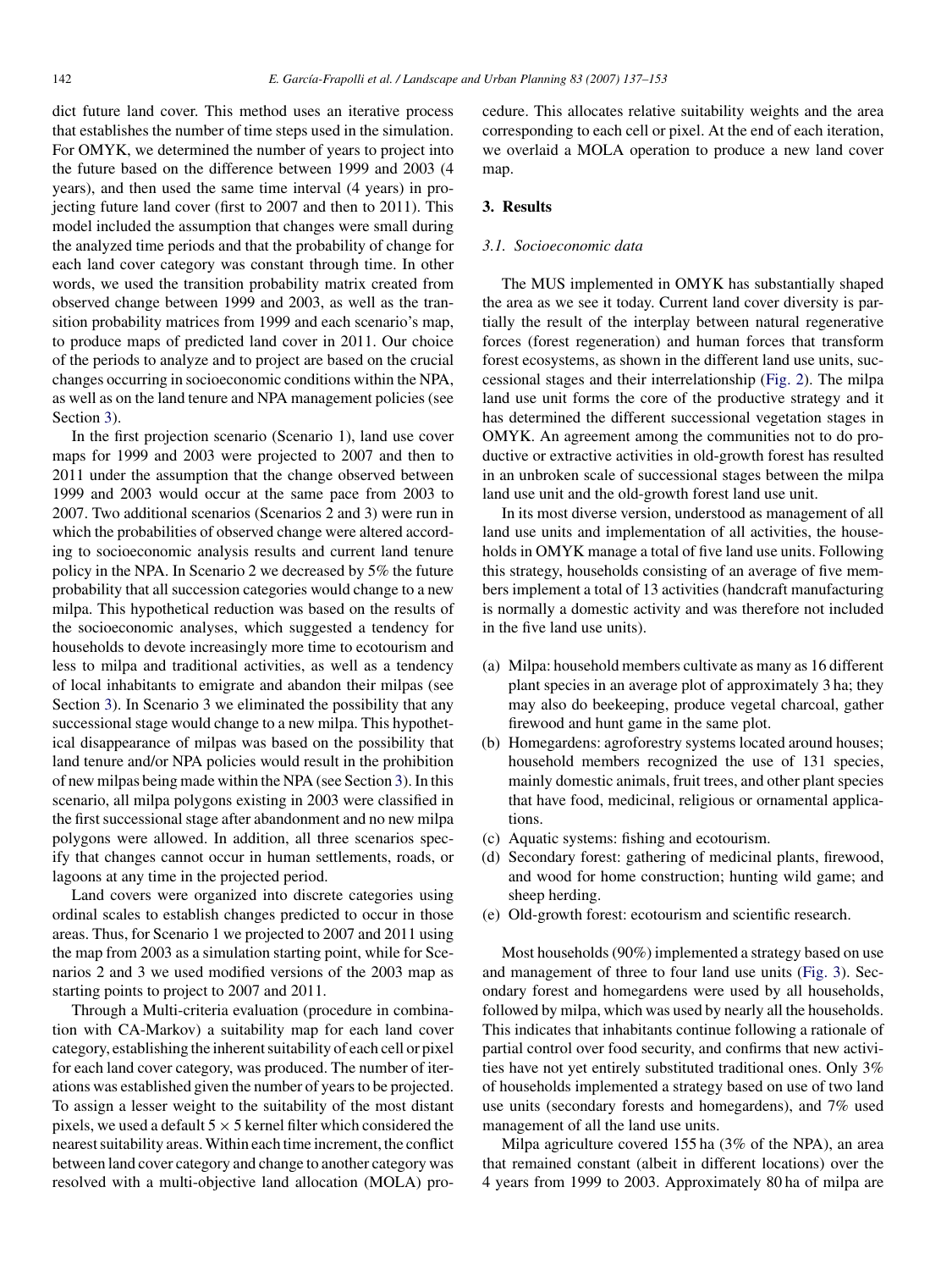dict future land cover. This method uses an iterative process that establishes the number of time steps used in the simulation. For OMYK, we determined the number of years to project into the future based on the difference between 1999 and 2003 (4 years), and then used the same time interval (4 years) in projecting future land cover (first to 2007 and then to 2011). This model included the assumption that changes were small during the analyzed time periods and that the probability of change for each land cover category was constant through time. In other words, we used the transition probability matrix created from observed change between 1999 and 2003, as well as the transition probability matrices from 1999 and each scenario's map, to produce maps of predicted land cover in 2011. Our choice of the periods to analyze and to project are based on the crucial changes occurring in socioeconomic conditions within the NPA, as well as on the land tenure and NPA management policies (see Section 3).

In the first projection scenario (Scenario 1), land use cover maps for 1999 and 2003 were projected to 2007 and then to 2011 under the assumption that the change observed between 1999 and 2003 would occur at the same pace from 2003 to 2007. Two additional scenarios (Scenarios 2 and 3) were run in which the probabilities of observed change were altered according to socioeconomic analysis results and current land tenure policy in the NPA. In Scenario 2 we decreased by 5% the future probability that all succession categories would change to a new milpa. This hypothetical reduction was based on the results of the socioeconomic analyses, which suggested a tendency for households to devote increasingly more time to ecotourism and less to milpa and traditional activities, as well as a tendency of local inhabitants to emigrate and abandon their milpas (see Section 3). In Scenario 3 we eliminated the possibility that any successional stage would change to a new milpa. This hypothetical disappearance of milpas was based on the possibility that land tenure and/or NPA policies would result in the prohibition of new milpas being made within the NPA (see Section 3). In this scenario, all milpa polygons existing in 2003 were classified in the first successional stage after abandonment and no new milpa polygons were allowed. In addition, all three scenarios specify that changes cannot occur in human settlements, roads, or lagoons at any time in the projected period.

Land covers were organized into discrete categories using ordinal scales to establish changes predicted to occur in those areas. Thus, for Scenario 1 we projected to 2007 and 2011 using the map from 2003 as a simulation starting point, while for Scenarios 2 and 3 we used modified versions of the 2003 map as starting points to project to 2007 and 2011.

Through a Multi-criteria evaluation (procedure in combination with CA-Markov) a suitability map for each land cover category, establishing the inherent suitability of each cell or pixel for each land cover category, was produced. The number of iterations was established given the number of years to be projected. To assign a lesser weight to the suitability of the most distant pixels, we used a default $5 \times 5$ kernel filter which considered the nearest suitability areas. Within each time increment, the conflict between land cover category and change to another category was resolved with a multi-objective land allocation (MOLA) procedure. This allocates relative suitability weights and the area corresponding to each cell or pixel. At the end of each iteration, we overlaid a MOLA operation to produce a new land cover map.

## 3. Results

### 3.1. Socioeconomic data

The MUS implemented in OMYK has substantially shaped the area as we see it today. Current land cover diversity is partially the result of the interplay between natural regenerative forces (forest regeneration) and human forces that transform forest ecosystems, as shown in the different land use units, successional stages and their interrelationship (Fig. 2). The milpa land use unit forms the core of the productive strategy and it has determined the different successional vegetation stages in OMYK. An agreement among the communities not to do productive or extractive activities in old-growth forest has resulted in an unbroken scale of successional stages between the milpa land use unit and the old-growth forest land use unit.

In its most diverse version, understood as management of all land use units and implementation of all activities, the households in OMYK manage a total of five land use units. Following this strategy, households consisting of an average of five members implement a total of 13 activities (handcraft manufacturing is normally a domestic activity and was therefore not included in the five land use units).

(a) Milpa: household members cultivate as many as 16 different plant species in an average plot of approximately 3 ha; they may also do beekeeping, produce vegetal charcoal, gather firewood and hunt game in the same plot.
(b) Homegardens: agroforestry systems located around houses; household members recognized the use of 131 species, mainly domestic animals, fruit trees, and other plant species that have food, medicinal, religious or ornamental applications.
(c) Aquatic systems: fishing and ecotourism.
(d) Secondary forest: gathering of medicinal plants, firewood, and wood for home construction; hunting wild game; and sheep herding.
(e) Old-growth forest: ecotourism and scientific research.

Most households (90%) implemented a strategy based on use and management of three to four land use units (Fig. 3). Secondary forest and homegardens were used by all households, followed by milpa, which was used by nearly all the households. This indicates that inhabitants continue following a rationale of partial control over food security, and confirms that new activities have not yet entirely substituted traditional ones. Only 3% of households implemented a strategy based on use of two land use units (secondary forests and homegardens), and 7% used management of all the land use units.

Milpa agriculture covered 155 ha (3% of the NPA), an area that remained constant (albeit in different locations) over the 4 years from 1999 to 2003. Approximately 80 ha of milpa are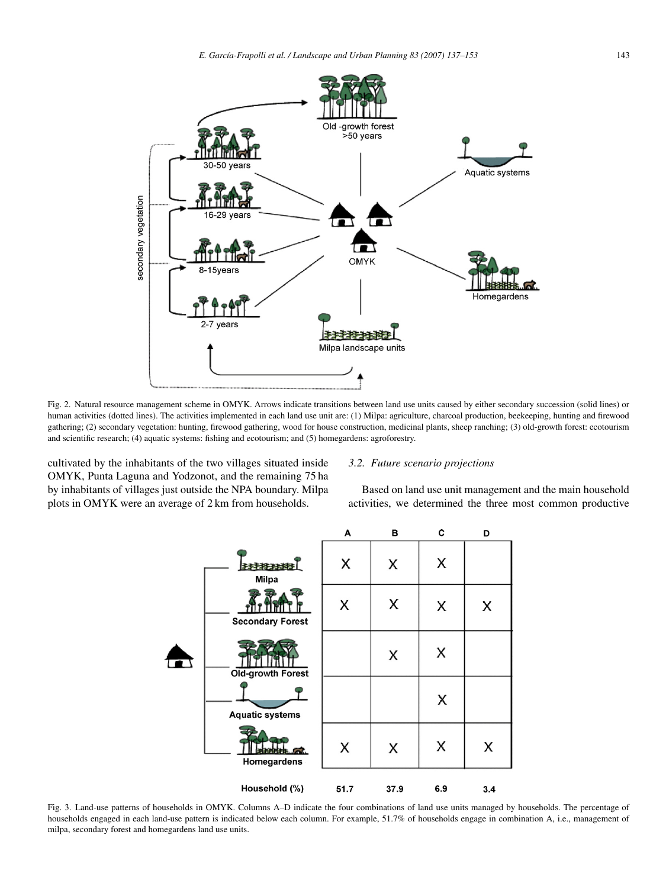Fig. 2. Natural resource management scheme in OMYK. Arrows indicate transitions between land use units caused by either secondary succession (solid lines) or human activities (dotted lines). The activities implemented in each land use unit are: (1) Milpa: agriculture, charcoal production, beekeeping, hunting and firewood gathering; (2) secondary vegetation: hunting, firewood gathering, wood for house construction, medicinal plants, sheep ranching; (3) old-growth forest: ecotourism and scientific research; (4) aquatic systems: fishing and ecotourism; and (5) homegardens: agroforestry.

cultivated by the inhabitants of the two villages situated inside OMYK, Punta Laguna and Yodzonot, and the remaining 75 ha by inhabitants of villages just outside the NPA boundary. Milpa plots in OMYK were an average of 2 km from households.

### 3.2. *Future scenario projections*

Based on land use unit management and the main household activities, we determined the three most common productive

| | A | B | C | D |
|---|---|---|---|---|
| Milpa | X | X | X | |
| Secondary Forest | X | X | X | X |
| Old-growth Forest | | X | X | |
| Aquatic systems | | | X | |
| Homegardens | X | X | X | X |
| Household (%) | 51.7 | 37.9 | 6.9 | 3.4 |

Fig. 3. Land-use patterns of households in OMYK. Columns A–D indicate the four combinations of land use units managed by households. The percentage of households engaged in each land-use pattern is indicated below each column. For example, 51.7% of households engage in combination A, i.e., management of milpa, secondary forest and homegardens land use units.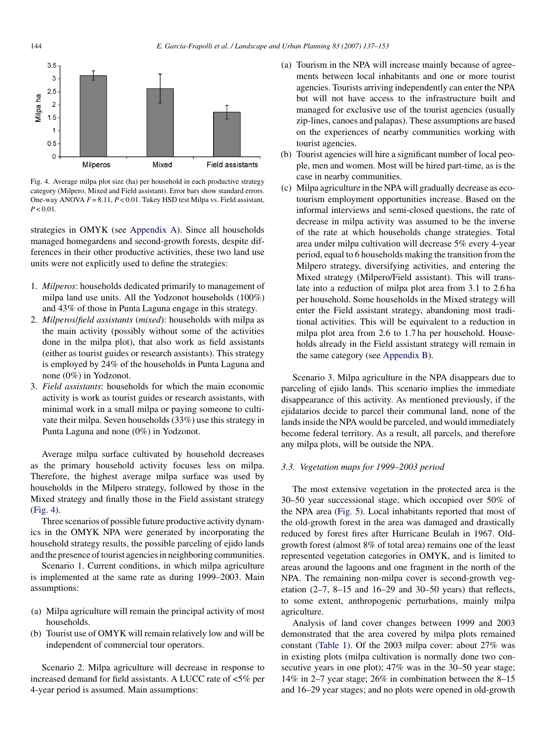Fig. 4. Average milpa plot size (ha) per household in each productive strategy category (Milpero, Mixed and Field assistant). Error bars show standard errors. One-way ANOVA $F = 8.11$, $P < 0.01$. Tukey HSD test Milpa vs. Field assistant, $P < 0.01$.

strategies in OMYK (see Appendix A). Since all households managed homegardens and second-growth forests, despite differences in their other productive activities, these two land use units were not explicitly used to define the strategies:

1. *Milperos*: households dedicated primarily to management of milpa land use units. All the Yodzonot households (100%) and 43% of those in Punta Laguna engage in this strategy.
2. *Milperos/field assistants* (*mixed*): households with milpa as the main activity (possibly without some of the activities done in the milpa plot), that also work as field assistants (either as tourist guides or research assistants). This strategy is employed by 24% of the households in Punta Laguna and none (0%) in Yodzonot.
3. *Field assistants*: households for which the main economic activity is work as tourist guides or research assistants, with minimal work in a small milpa or paying someone to cultivate their milpa. Seven households (33%) use this strategy in Punta Laguna and none (0%) in Yodzonot.

Average milpa surface cultivated by household decreases as the primary household activity focuses less on milpa. Therefore, the highest average milpa surface was used by households in the Milpero strategy, followed by those in the Mixed strategy and finally those in the Field assistant strategy (Fig. 4).

Three scenarios of possible future productive activity dynamics in the OMYK NPA were generated by incorporating the household strategy results, the possible parceling of ejido lands and the presence of tourist agencies in neighboring communities.

Scenario 1. Current conditions, in which milpa agriculture is implemented at the same rate as during 1999–2003. Main assumptions:

(a) Milpa agriculture will remain the principal activity of most households.
(b) Tourist use of OMYK will remain relatively low and will be independent of commercial tour operators.

Scenario 2. Milpa agriculture will decrease in response to increased demand for field assistants. A LUCC rate of <5% per 4-year period is assumed. Main assumptions:

(a) Tourism in the NPA will increase mainly because of agreements between local inhabitants and one or more tourist agencies. Tourists arriving independently can enter the NPA but will not have access to the infrastructure built and managed for exclusive use of the tourist agencies (usually zip-lines, canoes and palapas). These assumptions are based on the experiences of nearby communities working with tourist agencies.
(b) Tourist agencies will hire a significant number of local people, men and women. Most will be hired part-time, as is the case in nearby communities.
(c) Milpa agriculture in the NPA will gradually decrease as ecotourism employment opportunities increase. Based on the informal interviews and semi-closed questions, the rate of decrease in milpa activity was assumed to be the inverse of the rate at which households change strategies. Total area under milpa cultivation will decrease 5% every 4-year period, equal to 6 households making the transition from the Milpero strategy, diversifying activities, and entering the Mixed strategy (Milpero/Field assistant). This will translate into a reduction of milpa plot area from 3.1 to 2.6 ha per household. Some households in the Mixed strategy will enter the Field assistant strategy, abandoning most traditional activities. This will be equivalent to a reduction in milpa plot area from 2.6 to 1.7 ha per household. Households already in the Field assistant strategy will remain in the same category (see Appendix B).

Scenario 3. Milpa agriculture in the NPA disappears due to parceling of ejido lands. This scenario implies the immediate disappearance of this activity. As mentioned previously, if the ejidatarios decide to parcel their communal land, none of the lands inside the NPA would be parceled, and would immediately become federal territory. As a result, all parcels, and therefore any milpa plots, will be outside the NPA.

### 3.3. Vegetation maps for 1999–2003 period

The most extensive vegetation in the protected area is the 30–50 year successional stage, which occupied over 50% of the NPA area (Fig. 5). Local inhabitants reported that most of the old-growth forest in the area was damaged and drastically reduced by forest fires after Hurricane Beulah in 1967. Old-growth forest (almost 8% of total area) remains one of the least represented vegetation categories in OMYK, and is limited to areas around the lagoons and one fragment in the north of the NPA. The remaining non-milpa cover is second-growth vegetation (2–7, 8–15 and 16–29 and 30–50 years) that reflects, to some extent, anthropogenic perturbations, mainly milpa agriculture.

Analysis of land cover changes between 1999 and 2003 demonstrated that the area covered by milpa plots remained constant (Table 1). Of the 2003 milpa cover: about 27% was in existing plots (milpa cultivation is normally done two consecutive years in one plot); 47% was in the 30–50 year stage; 14% in 2–7 year stage; 26% in combination between the 8–15 and 16–29 year stages; and no plots were opened in old-growth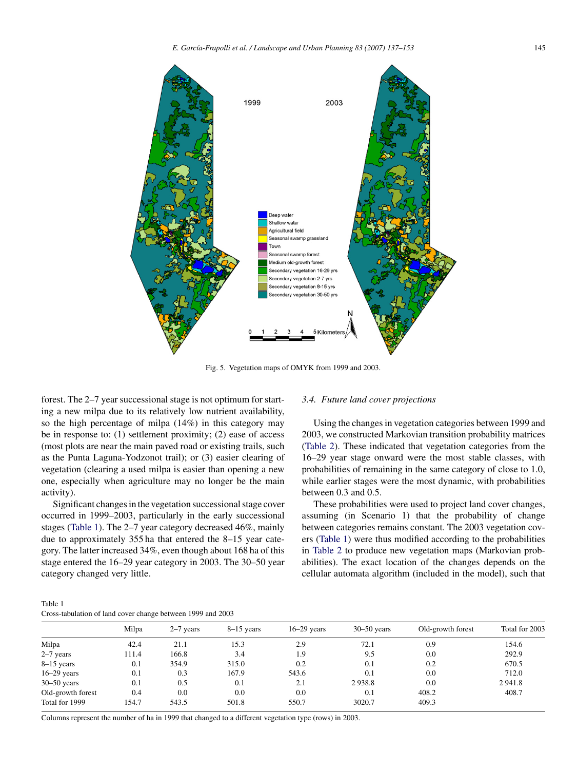Fig. 5. Vegetation maps of OMYK from 1999 and 2003.

forest. The 2–7 year successional stage is not optimum for starting a new milpa due to its relatively low nutrient availability, so the high percentage of milpa (14%) in this category may be in response to: (1) settlement proximity; (2) ease of access (most plots are near the main paved road or existing trails, such as the Punta Laguna-Yodzonot trail); or (3) easier clearing of vegetation (clearing a used milpa is easier than opening a new one, especially when agriculture may no longer be the main activity).

Significant changes in the vegetation successional stage cover occurred in 1999–2003, particularly in the early successional stages (Table 1). The 2–7 year category decreased 46%, mainly due to approximately 355 ha that entered the 8–15 year category. The latter increased 34%, even though about 168 ha of this stage entered the 16–29 year category in 2003. The 30–50 year category changed very little.

### 3.4. Future land cover projections

Using the changes in vegetation categories between 1999 and 2003, we constructed Markovian transition probability matrices (Table 2). These indicated that vegetation categories from the 16–29 year stage onward were the most stable classes, with probabilities of remaining in the same category of close to 1.0, while earlier stages were the most dynamic, with probabilities between 0.3 and 0.5.

These probabilities were used to project land cover changes, assuming (in Scenario 1) that the probability of change between categories remains constant. The 2003 vegetation covers (Table 1) were thus modified according to the probabilities in Table 2 to produce new vegetation maps (Markovian probabilities). The exact location of the changes depends on the cellular automata algorithm (included in the model), such that

Table 1
Cross-tabulation of land cover change between 1999 and 2003

| | Milpa | 2–7 years | 8–15 years | 16–29 years | 30–50 years | Old-growth forest | Total for 2003 |
|---|---|---|---|---|---|---|---|
| Milpa | 42.4 | 21.1 | 15.3 | 2.9 | 72.1 | 0.9 | 154.6 |
| 2–7 years | 111.4 | 166.8 | 3.4 | 1.9 | 9.5 | 0.0 | 292.9 |
| 8–15 years | 0.1 | 354.9 | 315.0 | 0.2 | 0.1 | 0.2 | 670.5 |
| 16–29 years | 0.1 | 0.3 | 167.9 | 543.6 | 0.1 | 0.0 | 712.0 |
| 30–50 years | 0.1 | 0.5 | 0.1 | 2.1 | 2 938.8 | 0.0 | 2 941.8 |
| Old-growth forest | 0.4 | 0.0 | 0.0 | 0.0 | 0.1 | 408.2 | 408.7 |
| Total for 1999 | 154.7 | 543.5 | 501.8 | 550.7 | 3020.7 | 409.3 | |

Columns represent the number of ha in 1999 that changed to a different vegetation type (rows) in 2003.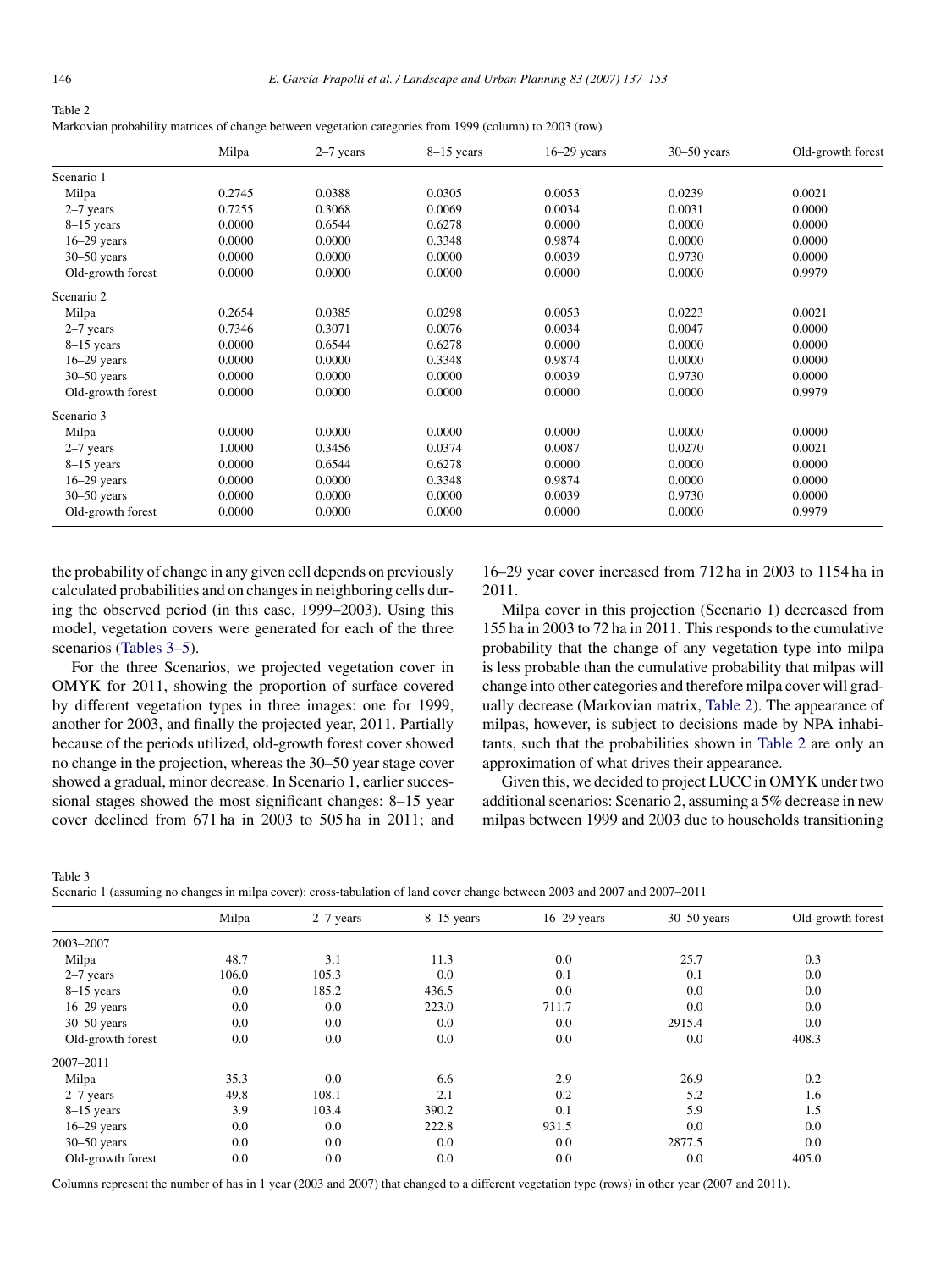Table 2
Markovian probability matrices of change between vegetation categories from 1999 (column) to 2003 (row)

| | Milpa | 2–7 years | 8–15 years | 16–29 years | 30–50 years | Old-growth forest |
|---|---|---|---|---|---|---|
| Scenario 1 | | | | | | |
| Milpa | 0.2745 | 0.0388 | 0.0305 | 0.0053 | 0.0239 | 0.0021 |
| 2–7 years | 0.7255 | 0.3068 | 0.0069 | 0.0034 | 0.0031 | 0.0000 |
| 8–15 years | 0.0000 | 0.6544 | 0.6278 | 0.0000 | 0.0000 | 0.0000 |
| 16–29 years | 0.0000 | 0.0000 | 0.3348 | 0.9874 | 0.0000 | 0.0000 |
| 30–50 years | 0.0000 | 0.0000 | 0.0000 | 0.0039 | 0.9730 | 0.0000 |
| Old-growth forest | 0.0000 | 0.0000 | 0.0000 | 0.0000 | 0.0000 | 0.9979 |
| Scenario 2 | | | | | | |
| Milpa | 0.2654 | 0.0385 | 0.0298 | 0.0053 | 0.0223 | 0.0021 |
| 2–7 years | 0.7346 | 0.3071 | 0.0076 | 0.0034 | 0.0047 | 0.0000 |
| 8–15 years | 0.0000 | 0.6544 | 0.6278 | 0.0000 | 0.0000 | 0.0000 |
| 16–29 years | 0.0000 | 0.0000 | 0.3348 | 0.9874 | 0.0000 | 0.0000 |
| 30–50 years | 0.0000 | 0.0000 | 0.0000 | 0.0039 | 0.9730 | 0.0000 |
| Old-growth forest | 0.0000 | 0.0000 | 0.0000 | 0.0000 | 0.0000 | 0.9979 |
| Scenario 3 | | | | | | |
| Milpa | 0.0000 | 0.0000 | 0.0000 | 0.0000 | 0.0000 | 0.0000 |
| 2–7 years | 1.0000 | 0.3456 | 0.0374 | 0.0087 | 0.0270 | 0.0021 |
| 8–15 years | 0.0000 | 0.6544 | 0.6278 | 0.0000 | 0.0000 | 0.0000 |
| 16–29 years | 0.0000 | 0.0000 | 0.3348 | 0.9874 | 0.0000 | 0.0000 |
| 30–50 years | 0.0000 | 0.0000 | 0.0000 | 0.0039 | 0.9730 | 0.0000 |
| Old-growth forest | 0.0000 | 0.0000 | 0.0000 | 0.0000 | 0.0000 | 0.9979 |

the probability of change in any given cell depends on previously calculated probabilities and on changes in neighboring cells during the observed period (in this case, 1999–2003). Using this model, vegetation covers were generated for each of the three scenarios (Tables 3–5).

For the three Scenarios, we projected vegetation cover in OMYK for 2011, showing the proportion of surface covered by different vegetation types in three images: one for 1999, another for 2003, and finally the projected year, 2011. Partially because of the periods utilized, old-growth forest cover showed no change in the projection, whereas the 30–50 year stage cover showed a gradual, minor decrease. In Scenario 1, earlier successional stages showed the most significant changes: 8–15 year cover declined from 671 ha in 2003 to 505 ha in 2011; and 16–29 year cover increased from 712 ha in 2003 to 1154 ha in 2011.

Milpa cover in this projection (Scenario 1) decreased from 155 ha in 2003 to 72 ha in 2011. This responds to the cumulative probability that the change of any vegetation type into milpa is less probable than the cumulative probability that milpas will change into other categories and therefore milpa cover will gradually decrease (Markovian matrix, Table 2). The appearance of milpas, however, is subject to decisions made by NPA inhabitants, such that the probabilities shown in Table 2 are only an approximation of what drives their appearance.

Given this, we decided to project LUCC in OMYK under two additional scenarios: Scenario 2, assuming a 5% decrease in new milpas between 1999 and 2003 due to households transitioning

Table 3
Scenario 1 (assuming no changes in milpa cover): cross-tabulation of land cover change between 2003 and 2007 and 2007–2011

| | Milpa | 2–7 years | 8–15 years | 16–29 years | 30–50 years | Old-growth forest |
|---|---|---|---|---|---|---|
| 2003–2007 | | | | | | |
| Milpa | 48.7 | 3.1 | 11.3 | 0.0 | 25.7 | 0.3 |
| 2–7 years | 106.0 | 105.3 | 0.0 | 0.1 | 0.1 | 0.0 |
| 8–15 years | 0.0 | 185.2 | 436.5 | 0.0 | 0.0 | 0.0 |
| 16–29 years | 0.0 | 0.0 | 223.0 | 711.7 | 0.0 | 0.0 |
| 30–50 years | 0.0 | 0.0 | 0.0 | 0.0 | 2915.4 | 0.0 |
| Old-growth forest | 0.0 | 0.0 | 0.0 | 0.0 | 0.0 | 408.3 |
| 2007–2011 | | | | | | |
| Milpa | 35.3 | 0.0 | 6.6 | 2.9 | 26.9 | 0.2 |
| 2–7 years | 49.8 | 108.1 | 2.1 | 0.2 | 5.2 | 1.6 |
| 8–15 years | 3.9 | 103.4 | 390.2 | 0.1 | 5.9 | 1.5 |
| 16–29 years | 0.0 | 0.0 | 222.8 | 931.5 | 0.0 | 0.0 |
| 30–50 years | 0.0 | 0.0 | 0.0 | 0.0 | 2877.5 | 0.0 |
| Old-growth forest | 0.0 | 0.0 | 0.0 | 0.0 | 0.0 | 405.0 |

Columns represent the number of has in 1 year (2003 and 2007) that changed to a different vegetation type (rows) in other year (2007 and 2011).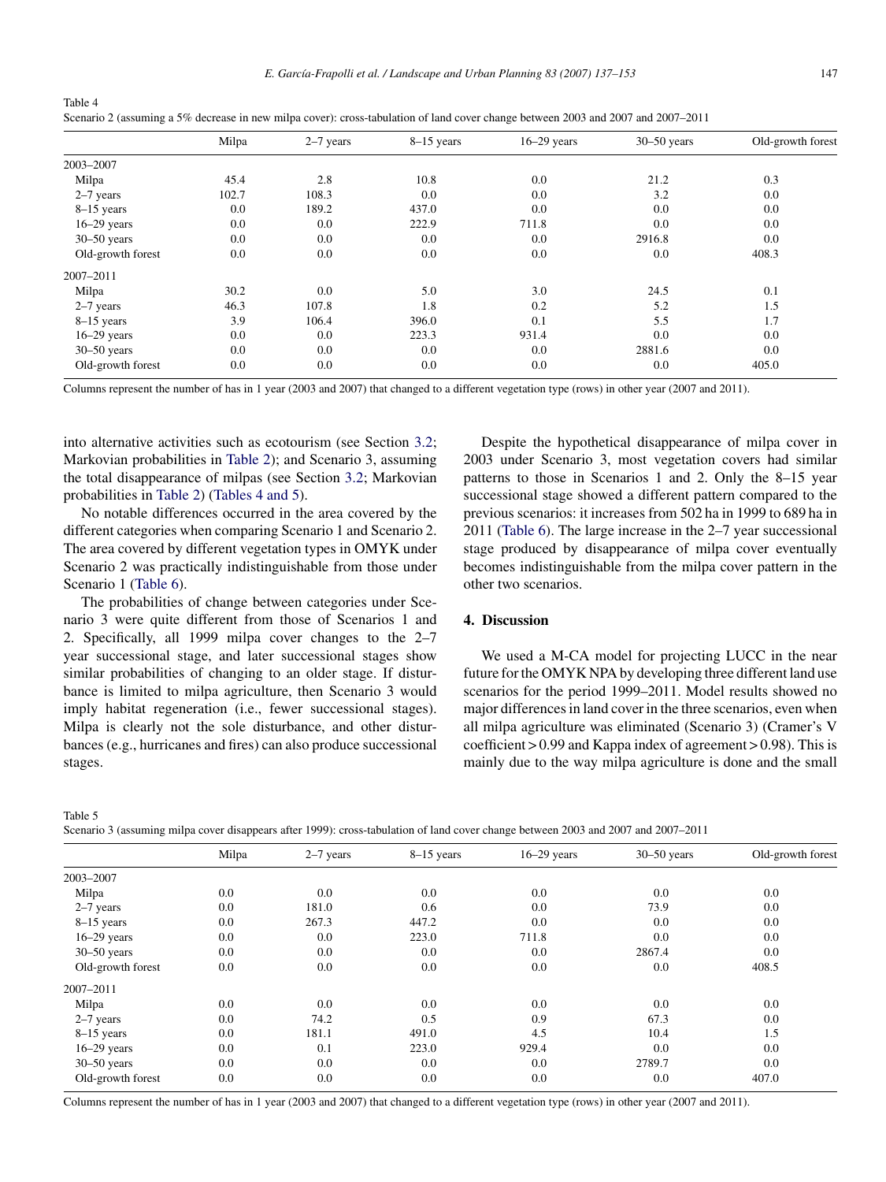Table 4
Scenario 2 (assuming a 5% decrease in new milpa cover): cross-tabulation of land cover change between 2003 and 2007 and 2007–2011

| | Milpa | 2–7 years | 8–15 years | 16–29 years | 30–50 years | Old-growth forest |
|---|---|---|---|---|---|---|
| 2003–2007 | | | | | | |
| Milpa | 45.4 | 2.8 | 10.8 | 0.0 | 21.2 | 0.3 |
| 2–7 years | 102.7 | 108.3 | 0.0 | 0.0 | 3.2 | 0.0 |
| 8–15 years | 0.0 | 189.2 | 437.0 | 0.0 | 0.0 | 0.0 |
| 16–29 years | 0.0 | 0.0 | 222.9 | 711.8 | 0.0 | 0.0 |
| 30–50 years | 0.0 | 0.0 | 0.0 | 0.0 | 2916.8 | 0.0 |
| Old-growth forest | 0.0 | 0.0 | 0.0 | 0.0 | 0.0 | 408.3 |
| 2007–2011 | | | | | | |
| Milpa | 30.2 | 0.0 | 5.0 | 3.0 | 24.5 | 0.1 |
| 2–7 years | 46.3 | 107.8 | 1.8 | 0.2 | 5.2 | 1.5 |
| 8–15 years | 3.9 | 106.4 | 396.0 | 0.1 | 5.5 | 1.7 |
| 16–29 years | 0.0 | 0.0 | 223.3 | 931.4 | 0.0 | 0.0 |
| 30–50 years | 0.0 | 0.0 | 0.0 | 0.0 | 2881.6 | 0.0 |
| Old-growth forest | 0.0 | 0.0 | 0.0 | 0.0 | 0.0 | 405.0 |

Columns represent the number of has in 1 year (2003 and 2007) that changed to a different vegetation type (rows) in other year (2007 and 2011).

into alternative activities such as ecotourism (see Section 3.2; Markovian probabilities in Table 2); and Scenario 3, assuming the total disappearance of milpas (see Section 3.2; Markovian probabilities in Table 2) (Tables 4 and 5).

No notable differences occurred in the area covered by the different categories when comparing Scenario 1 and Scenario 2. The area covered by different vegetation types in OMYK under Scenario 2 was practically indistinguishable from those under Scenario 1 (Table 6).

The probabilities of change between categories under Scenario 3 were quite different from those of Scenarios 1 and 2. Specifically, all 1999 milpa cover changes to the 2–7 year successional stage, and later successional stages show similar probabilities of changing to an older stage. If disturbance is limited to milpa agriculture, then Scenario 3 would imply habitat regeneration (i.e., fewer successional stages). Milpa is clearly not the sole disturbance, and other disturbances (e.g., hurricanes and fires) can also produce successional stages.

Despite the hypothetical disappearance of milpa cover in 2003 under Scenario 3, most vegetation covers had similar patterns to those in Scenarios 1 and 2. Only the 8–15 year successional stage showed a different pattern compared to the previous scenarios: it increases from 502 ha in 1999 to 689 ha in 2011 (Table 6). The large increase in the 2–7 year successional stage produced by disappearance of milpa cover eventually becomes indistinguishable from the milpa cover pattern in the other two scenarios.

## 4. Discussion

We used a M-CA model for projecting LUCC in the near future for the OMYK NPA by developing three different land use scenarios for the period 1999–2011. Model results showed no major differences in land cover in the three scenarios, even when all milpa agriculture was eliminated (Scenario 3) (Cramer's V coefficient > 0.99 and Kappa index of agreement > 0.98). This is mainly due to the way milpa agriculture is done and the small

Table 5
Scenario 3 (assuming milpa cover disappears after 1999): cross-tabulation of land cover change between 2003 and 2007 and 2007–2011

| | Milpa | 2–7 years | 8–15 years | 16–29 years | 30–50 years | Old-growth forest |
|---|---|---|---|---|---|---|
| 2003–2007 | | | | | | |
| Milpa | 0.0 | 0.0 | 0.0 | 0.0 | 0.0 | 0.0 |
| 2–7 years | 0.0 | 181.0 | 0.6 | 0.0 | 73.9 | 0.0 |
| 8–15 years | 0.0 | 267.3 | 447.2 | 0.0 | 0.0 | 0.0 |
| 16–29 years | 0.0 | 0.0 | 223.0 | 711.8 | 0.0 | 0.0 |
| 30–50 years | 0.0 | 0.0 | 0.0 | 0.0 | 2867.4 | 0.0 |
| Old-growth forest | 0.0 | 0.0 | 0.0 | 0.0 | 0.0 | 408.5 |
| 2007–2011 | | | | | | |
| Milpa | 0.0 | 0.0 | 0.0 | 0.0 | 0.0 | 0.0 |
| 2–7 years | 0.0 | 74.2 | 0.5 | 0.9 | 67.3 | 0.0 |
| 8–15 years | 0.0 | 181.1 | 491.0 | 4.5 | 10.4 | 1.5 |
| 16–29 years | 0.0 | 0.1 | 223.0 | 929.4 | 0.0 | 0.0 |
| 30–50 years | 0.0 | 0.0 | 0.0 | 0.0 | 2789.7 | 0.0 |
| Old-growth forest | 0.0 | 0.0 | 0.0 | 0.0 | 0.0 | 407.0 |

Columns represent the number of has in 1 year (2003 and 2007) that changed to a different vegetation type (rows) in other year (2007 and 2011).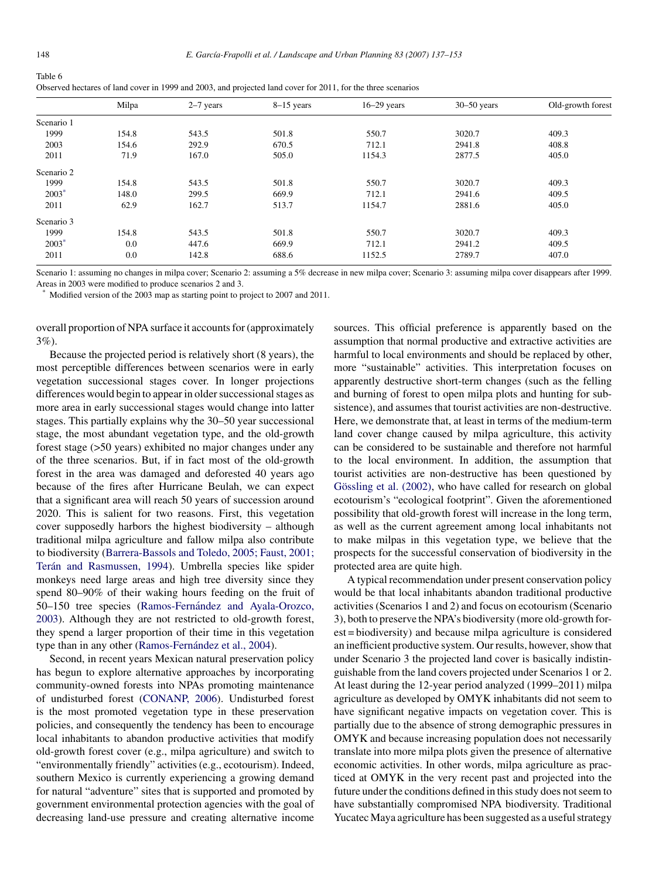Table 6
Observed hectares of land cover in 1999 and 2003, and projected land cover for 2011, for the three scenarios

| | Milpa | 2–7 years | 8–15 years | 16–29 years | 30–50 years | Old-growth forest |
|---|---|---|---|---|---|---|
| Scenario 1 | | | | | | |
| 1999 | 154.8 | 543.5 | 501.8 | 550.7 | 3020.7 | 409.3 |
| 2003 | 154.6 | 292.9 | 670.5 | 712.1 | 2941.8 | 408.8 |
| 2011 | 71.9 | 167.0 | 505.0 | 1154.3 | 2877.5 | 405.0 |
| Scenario 2 | | | | | | |
| 1999 | 154.8 | 543.5 | 501.8 | 550.7 | 3020.7 | 409.3 |
| 2003* | 148.0 | 299.5 | 669.9 | 712.1 | 2941.6 | 409.5 |
| 2011 | 62.9 | 162.7 | 513.7 | 1154.7 | 2881.6 | 405.0 |
| Scenario 3 | | | | | | |
| 1999 | 154.8 | 543.5 | 501.8 | 550.7 | 3020.7 | 409.3 |
| 2003* | 0.0 | 447.6 | 669.9 | 712.1 | 2941.2 | 409.5 |
| 2011 | 0.0 | 142.8 | 688.6 | 1152.5 | 2789.7 | 407.0 |

Scenario 1: assuming no changes in milpa cover; Scenario 2: assuming a 5% decrease in new milpa cover; Scenario 3: assuming milpa cover disappears after 1999. Areas in 2003 were modified to produce scenarios 2 and 3.

\* Modified version of the 2003 map as starting point to project to 2007 and 2011.

overall proportion of NPA surface it accounts for (approximately 3%).

Because the projected period is relatively short (8 years), the most perceptible differences between scenarios were in early vegetation successional stages cover. In longer projections differences would begin to appear in older successional stages as more area in early successional stages would change into latter stages. This partially explains why the 30–50 year successional stage, the most abundant vegetation type, and the old-growth forest stage (>50 years) exhibited no major changes under any of the three scenarios. But, if in fact most of the old-growth forest in the area was damaged and deforested 40 years ago because of the fires after Hurricane Beulah, we can expect that a significant area will reach 50 years of succession around 2020. This is salient for two reasons. First, this vegetation cover supposedly harbors the highest biodiversity – although traditional milpa agriculture and fallow milpa also contribute to biodiversity (Barrera-Bassols and Toledo, 2005; Faust, 2001; Terán and Rasmussen, 1994). Umbrella species like spider monkeys need large areas and high tree diversity since they spend 80–90% of their waking hours feeding on the fruit of 50–150 tree species (Ramos-Fernández and Ayala-Orozco, 2003). Although they are not restricted to old-growth forest, they spend a larger proportion of their time in this vegetation type than in any other (Ramos-Fernández et al., 2004).

Second, in recent years Mexican natural preservation policy has begun to explore alternative approaches by incorporating community-owned forests into NPAs promoting maintenance of undisturbed forest (CONANP, 2006). Undisturbed forest is the most promoted vegetation type in these preservation policies, and consequently the tendency has been to encourage local inhabitants to abandon productive activities that modify old-growth forest cover (e.g., milpa agriculture) and switch to "environmentally friendly" activities (e.g., ecotourism). Indeed, southern Mexico is currently experiencing a growing demand for natural "adventure" sites that is supported and promoted by government environmental protection agencies with the goal of decreasing land-use pressure and creating alternative income sources. This official preference is apparently based on the assumption that normal productive and extractive activities are harmful to local environments and should be replaced by other, more "sustainable" activities. This interpretation focuses on apparently destructive short-term changes (such as the felling and burning of forest to open milpa plots and hunting for subsistence), and assumes that tourist activities are non-destructive. Here, we demonstrate that, at least in terms of the medium-term land cover change caused by milpa agriculture, this activity can be considered to be sustainable and therefore not harmful to the local environment. In addition, the assumption that tourist activities are non-destructive has been questioned by Gössling et al. (2002), who have called for research on global ecotourism's "ecological footprint". Given the aforementioned possibility that old-growth forest will increase in the long term, as well as the current agreement among local inhabitants not to make milpas in this vegetation type, we believe that the prospects for the successful conservation of biodiversity in the protected area are quite high.

A typical recommendation under present conservation policy would be that local inhabitants abandon traditional productive activities (Scenarios 1 and 2) and focus on ecotourism (Scenario 3), both to preserve the NPA's biodiversity (more old-growth forest = biodiversity) and because milpa agriculture is considered an inefficient productive system. Our results, however, show that under Scenario 3 the projected land cover is basically indistinguishable from the land covers projected under Scenarios 1 or 2. At least during the 12-year period analyzed (1999–2011) milpa agriculture as developed by OMYK inhabitants did not seem to have significant negative impacts on vegetation cover. This is partially due to the absence of strong demographic pressures in OMYK and because increasing population does not necessarily translate into more milpa plots given the presence of alternative economic activities. In other words, milpa agriculture as practiced at OMYK in the very recent past and projected into the future under the conditions defined in this study does not seem to have substantially compromised NPA biodiversity. Traditional Yucatec Maya agriculture has been suggested as a useful strategy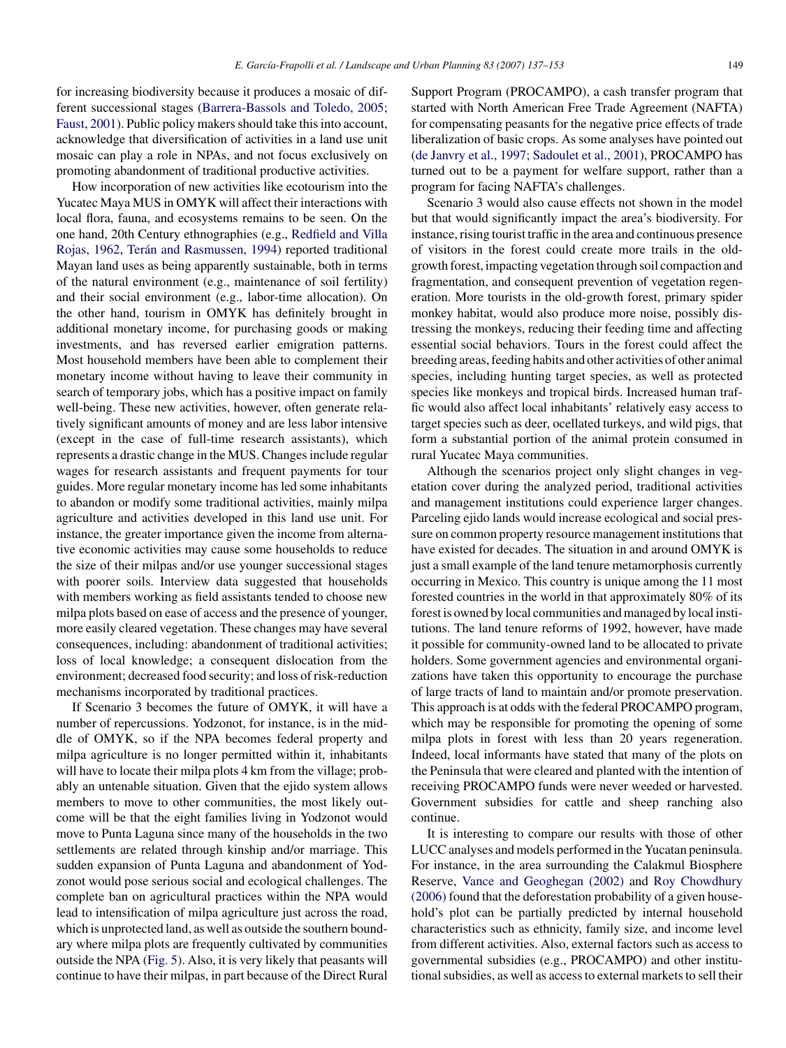for increasing biodiversity because it produces a mosaic of different successional stages (Barrera-Bassols and Toledo, 2005; Faust, 2001). Public policy makers should take this into account, acknowledge that diversification of activities in a land use unit mosaic can play a role in NPAs, and not focus exclusively on promoting abandonment of traditional productive activities.

How incorporation of new activities like ecotourism into the Yucatec Maya MUS in OMYK will affect their interactions with local flora, fauna, and ecosystems remains to be seen. On the one hand, 20th Century ethnographies (e.g., Redfield and Villa Rojas, 1962, Terán and Rasmussen, 1994) reported traditional Mayan land uses as being apparently sustainable, both in terms of the natural environment (e.g., maintenance of soil fertility) and their social environment (e.g., labor-time allocation). On the other hand, tourism in OMYK has definitely brought in additional monetary income, for purchasing goods or making investments, and has reversed earlier emigration patterns. Most household members have been able to complement their monetary income without having to leave their community in search of temporary jobs, which has a positive impact on family well-being. These new activities, however, often generate relatively significant amounts of money and are less labor intensive (except in the case of full-time research assistants), which represents a drastic change in the MUS. Changes include regular wages for research assistants and frequent payments for tour guides. More regular monetary income has led some inhabitants to abandon or modify some traditional activities, mainly milpa agriculture and activities developed in this land use unit. For instance, the greater importance given the income from alternative economic activities may cause some households to reduce the size of their milpas and/or use younger successional stages with poorer soils. Interview data suggested that households with members working as field assistants tended to choose new milpa plots based on ease of access and the presence of younger, more easily cleared vegetation. These changes may have several consequences, including: abandonment of traditional activities; loss of local knowledge; a consequent dislocation from the environment; decreased food security; and loss of risk-reduction mechanisms incorporated by traditional practices.

If Scenario 3 becomes the future of OMYK, it will have a number of repercussions. Yodzonot, for instance, is in the middle of OMYK, so if the NPA becomes federal property and milpa agriculture is no longer permitted within it, inhabitants will have to locate their milpa plots 4 km from the village; probably an untenable situation. Given that the ejido system allows members to move to other communities, the most likely outcome will be that the eight families living in Yodzonot would move to Punta Laguna since many of the households in the two settlements are related through kinship and/or marriage. This sudden expansion of Punta Laguna and abandonment of Yodzonot would pose serious social and ecological challenges. The complete ban on agricultural practices within the NPA would lead to intensification of milpa agriculture just across the road, which is unprotected land, as well as outside the southern boundary where milpa plots are frequently cultivated by communities outside the NPA (Fig. 5). Also, it is very likely that peasants will continue to have their milpas, in part because of the Direct Rural Support Program (PROCAMPO), a cash transfer program that started with North American Free Trade Agreement (NAFTA) for compensating peasants for the negative price effects of trade liberalization of basic crops. As some analyses have pointed out (de Janvry et al., 1997; Sadoulet et al., 2001), PROCAMPO has turned out to be a payment for welfare support, rather than a program for facing NAFTA's challenges.

Scenario 3 would also cause effects not shown in the model but that would significantly impact the area's biodiversity. For instance, rising tourist traffic in the area and continuous presence of visitors in the forest could create more trails in the old-growth forest, impacting vegetation through soil compaction and fragmentation, and consequent prevention of vegetation regeneration. More tourists in the old-growth forest, primary spider monkey habitat, would also produce more noise, possibly distressing the monkeys, reducing their feeding time and affecting essential social behaviors. Tours in the forest could affect the breeding areas, feeding habits and other activities of other animal species, including hunting target species, as well as protected species like monkeys and tropical birds. Increased human traffic would also affect local inhabitants' relatively easy access to target species such as deer, ocellated turkeys, and wild pigs, that form a substantial portion of the animal protein consumed in rural Yucatec Maya communities.

Although the scenarios project only slight changes in vegetation cover during the analyzed period, traditional activities and management institutions could experience larger changes. Parceling ejido lands would increase ecological and social pressure on common property resource management institutions that have existed for decades. The situation in and around OMYK is just a small example of the land tenure metamorphosis currently occurring in Mexico. This country is unique among the 11 most forested countries in the world in that approximately 80% of its forest is owned by local communities and managed by local institutions. The land tenure reforms of 1992, however, have made it possible for community-owned land to be allocated to private holders. Some government agencies and environmental organizations have taken this opportunity to encourage the purchase of large tracts of land to maintain and/or promote preservation. This approach is at odds with the federal PROCAMPO program, which may be responsible for promoting the opening of some milpa plots in forest with less than 20 years regeneration. Indeed, local informants have stated that many of the plots on the Peninsula that were cleared and planted with the intention of receiving PROCAMPO funds were never weeded or harvested. Government subsidies for cattle and sheep ranching also continue.

It is interesting to compare our results with those of other LUCC analyses and models performed in the Yucatan peninsula. For instance, in the area surrounding the Calakmul Biosphere Reserve, Vance and Geoghegan (2002) and Roy Chowdhury (2006) found that the deforestation probability of a given household's plot can be partially predicted by internal household characteristics such as ethnicity, family size, and income level from different activities. Also, external factors such as access to governmental subsidies (e.g., PROCAMPO) and other institutional subsidies, as well as access to external markets to sell their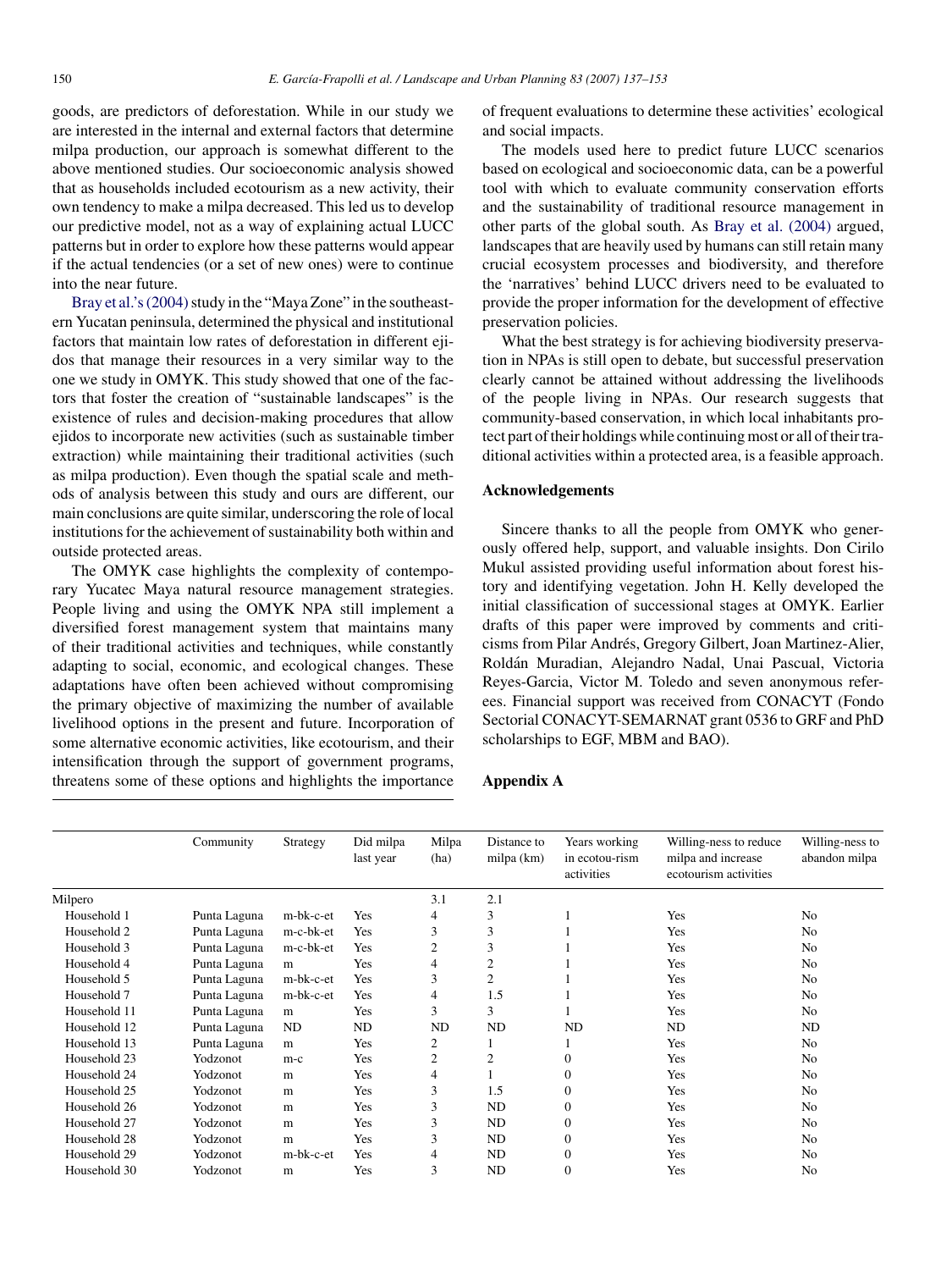goods, are predictors of deforestation. While in our study we are interested in the internal and external factors that determine milpa production, our approach is somewhat different to the above mentioned studies. Our socioeconomic analysis showed that as households included ecotourism as a new activity, their own tendency to make a milpa decreased. This led us to develop our predictive model, not as a way of explaining actual LUCC patterns but in order to explore how these patterns would appear if the actual tendencies (or a set of new ones) were to continue into the near future.

Bray et al.'s (2004) study in the "Maya Zone" in the southeastern Yucatan peninsula, determined the physical and institutional factors that maintain low rates of deforestation in different ejidos that manage their resources in a very similar way to the one we study in OMYK. This study showed that one of the factors that foster the creation of "sustainable landscapes" is the existence of rules and decision-making procedures that allow ejidos to incorporate new activities (such as sustainable timber extraction) while maintaining their traditional activities (such as milpa production). Even though the spatial scale and methods of analysis between this study and ours are different, our main conclusions are quite similar, underscoring the role of local institutions for the achievement of sustainability both within and outside protected areas.

The OMYK case highlights the complexity of contemporary Yucatec Maya natural resource management strategies. People living and using the OMYK NPA still implement a diversified forest management system that maintains many of their traditional activities and techniques, while constantly adapting to social, economic, and ecological changes. These adaptations have often been achieved without compromising the primary objective of maximizing the number of available livelihood options in the present and future. Incorporation of some alternative economic activities, like ecotourism, and their intensification through the support of government programs, threatens some of these options and highlights the importance of frequent evaluations to determine these activities' ecological and social impacts.

The models used here to predict future LUCC scenarios based on ecological and socioeconomic data, can be a powerful tool with which to evaluate community conservation efforts and the sustainability of traditional resource management in other parts of the global south. As Bray et al. (2004) argued, landscapes that are heavily used by humans can still retain many crucial ecosystem processes and biodiversity, and therefore the 'narratives' behind LUCC drivers need to be evaluated to provide the proper information for the development of effective preservation policies.

What the best strategy is for achieving biodiversity preservation in NPAs is still open to debate, but successful preservation clearly cannot be attained without addressing the livelihoods of the people living in NPAs. Our research suggests that community-based conservation, in which local inhabitants protect part of their holdings while continuing most or all of their traditional activities within a protected area, is a feasible approach.

## Acknowledgements

Sincere thanks to all the people from OMYK who generously offered help, support, and valuable insights. Don Cirilo Mukul assisted providing useful information about forest history and identifying vegetation. John H. Kelly developed the initial classification of successional stages at OMYK. Earlier drafts of this paper were improved by comments and criticisms from Pilar Andrés, Gregory Gilbert, Joan Martinez-Alier, Roldán Muradian, Alejandro Nadal, Unai Pascual, Victoria Reyes-Garcia, Victor M. Toledo and seven anonymous referees. Financial support was received from CONACYT (Fondo Sectorial CONACYT-SEMARNAT grant 0536 to GRF and PhD scholarships to EGF, MBM and BAO).

## Appendix A

| | Community | Strategy | Did milpa last year | Milpa (ha) | Distance to milpa (km) | Years working in ecotou-rism activities | Willing-ness to reduce milpa and increase ecotourism activities | Willing-ness to abandon milpa |
|---|---|---|---|---|---|---|---|---|
| Milpero | | | | 3.1 | 2.1 | | | |
| Household 1 | Punta Laguna | m-bk-c-et | Yes | 4 | 3 | 1 | Yes | No |
| Household 2 | Punta Laguna | m-c-bk-et | Yes | 3 | 3 | 1 | Yes | No |
| Household 3 | Punta Laguna | m-c-bk-et | Yes | 2 | 3 | 1 | Yes | No |
| Household 4 | Punta Laguna | m | Yes | 4 | 2 | 1 | Yes | No |
| Household 5 | Punta Laguna | m-bk-c-et | Yes | 3 | 2 | 1 | Yes | No |
| Household 7 | Punta Laguna | m-bk-c-et | Yes | 4 | 1.5 | 1 | Yes | No |
| Household 11 | Punta Laguna | m | Yes | 3 | 3 | 1 | Yes | No |
| Household 12 | Punta Laguna | ND | ND | ND | ND | ND | ND | ND |
| Household 13 | Punta Laguna | m | Yes | 2 | 1 | 1 | Yes | No |
| Household 23 | Yodzonot | m-c | Yes | 2 | 2 | 0 | Yes | No |
| Household 24 | Yodzonot | m | Yes | 4 | 1 | 0 | Yes | No |
| Household 25 | Yodzonot | m | Yes | 3 | 1.5 | 0 | Yes | No |
| Household 26 | Yodzonot | m | Yes | 3 | ND | 0 | Yes | No |
| Household 27 | Yodzonot | m | Yes | 3 | ND | 0 | Yes | No |
| Household 28 | Yodzonot | m | Yes | 3 | ND | 0 | Yes | No |
| Household 29 | Yodzonot | m-bk-c-et | Yes | 4 | ND | 0 | Yes | No |
| Household 30 | Yodzonot | m | Yes | 3 | ND | 0 | Yes | No |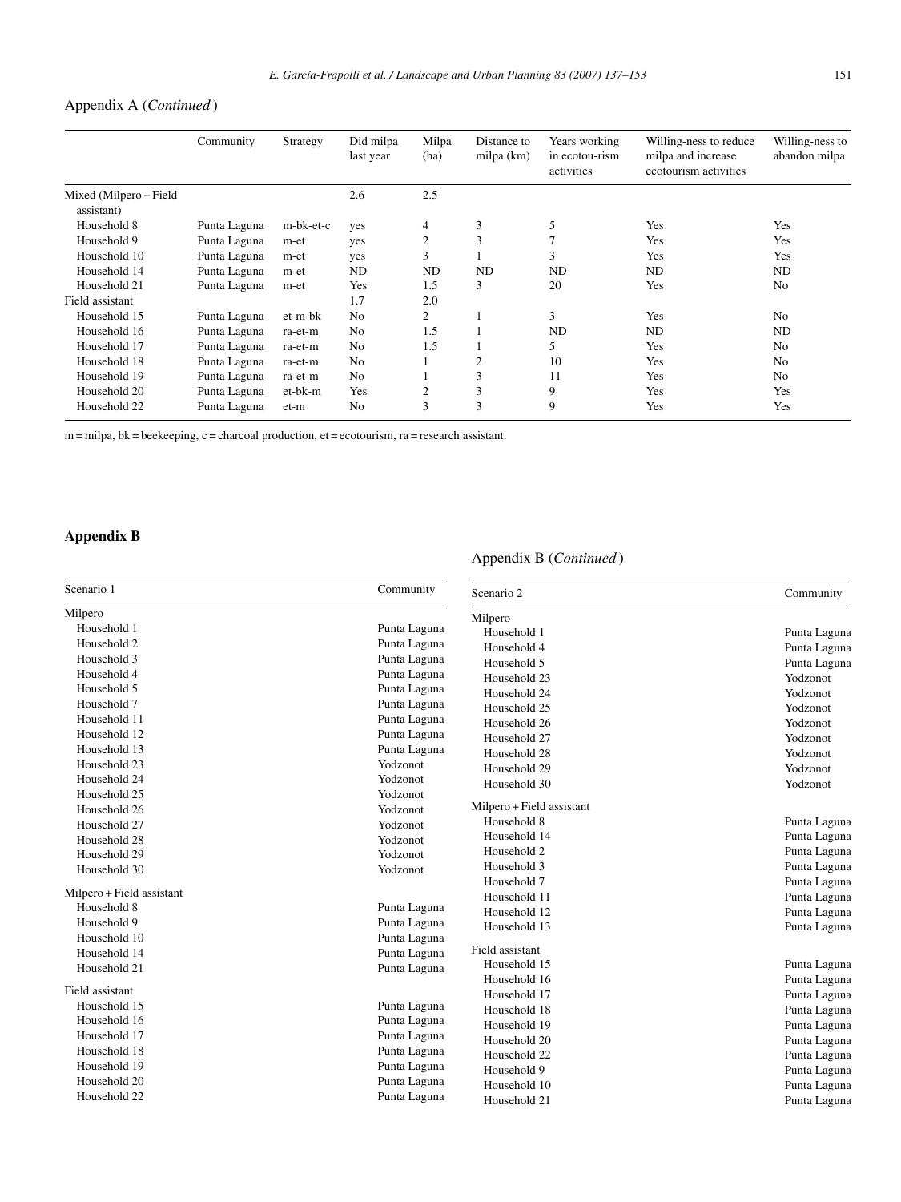Appendix A (*Continued*)

| | Community | Strategy | Did milpa last year | Milpa (ha) | Distance to milpa (km) | Years working in ecotou-rism activities | Willing-ness to reduce milpa and increase ecotourism activities | Willing-ness to abandon milpa |
|---|---|---|---|---|---|---|---|---|
| Mixed (Milpero + Field assistant) | | | 2.6 | 2.5 | | | | |
| Household 8 | Punta Laguna | m-bk-et-c | yes | 4 | 3 | 5 | Yes | Yes |
| Household 9 | Punta Laguna | m-et | yes | 2 | 3 | 7 | Yes | Yes |
| Household 10 | Punta Laguna | m-et | yes | 3 | 1 | 3 | Yes | Yes |
| Household 14 | Punta Laguna | m-et | ND | ND | ND | ND | ND | ND |
| Household 21 | Punta Laguna | m-et | Yes | 1.5 | 3 | 20 | Yes | No |
| Field assistant | | | 1.7 | 2.0 | | | | |
| Household 15 | Punta Laguna | et-m-bk | No | 2 | 1 | 3 | Yes | No |
| Household 16 | Punta Laguna | ra-et-m | No | 1.5 | 1 | ND | ND | ND |
| Household 17 | Punta Laguna | ra-et-m | No | 1.5 | 1 | 5 | Yes | No |
| Household 18 | Punta Laguna | ra-et-m | No | 1 | 2 | 10 | Yes | No |
| Household 19 | Punta Laguna | ra-et-m | No | 1 | 3 | 11 | Yes | No |
| Household 20 | Punta Laguna | et-bk-m | Yes | 2 | 3 | 9 | Yes | Yes |
| Household 22 | Punta Laguna | et-m | No | 3 | 3 | 9 | Yes | Yes |

m = milpa, bk = beekeeping, c = charcoal production, et = ecotourism, ra = research assistant.

## Appendix B

| Scenario 1 | Community |
|---|---|
| Milpero | |
| Household 1 | Punta Laguna |
| Household 2 | Punta Laguna |
| Household 3 | Punta Laguna |
| Household 4 | Punta Laguna |
| Household 5 | Punta Laguna |
| Household 7 | Punta Laguna |
| Household 11 | Punta Laguna |
| Household 12 | Punta Laguna |
| Household 13 | Punta Laguna |
| Household 23 | Yodzonot |
| Household 24 | Yodzonot |
| Household 25 | Yodzonot |
| Household 26 | Yodzonot |
| Household 27 | Yodzonot |
| Household 28 | Yodzonot |
| Household 29 | Yodzonot |
| Household 30 | Yodzonot |
| Milpero + Field assistant | |
| Household 8 | Punta Laguna |
| Household 9 | Punta Laguna |
| Household 10 | Punta Laguna |
| Household 14 | Punta Laguna |
| Household 21 | Punta Laguna |
| Field assistant | |
| Household 15 | Punta Laguna |
| Household 16 | Punta Laguna |
| Household 17 | Punta Laguna |
| Household 18 | Punta Laguna |
| Household 19 | Punta Laguna |
| Household 20 | Punta Laguna |
| Household 22 | Punta Laguna |

Appendix B (*Continued*)

| Scenario 2 | Community |
|---|---|
| Milpero | |
| Household 1 | Punta Laguna |
| Household 4 | Punta Laguna |
| Household 5 | Punta Laguna |
| Household 23 | Yodzonot |
| Household 24 | Yodzonot |
| Household 25 | Yodzonot |
| Household 26 | Yodzonot |
| Household 27 | Yodzonot |
| Household 28 | Yodzonot |
| Household 29 | Yodzonot |
| Household 30 | Yodzonot |
| Milpero + Field assistant | |
| Household 8 | Punta Laguna |
| Household 14 | Punta Laguna |
| Household 2 | Punta Laguna |
| Household 3 | Punta Laguna |
| Household 7 | Punta Laguna |
| Household 11 | Punta Laguna |
| Household 12 | Punta Laguna |
| Household 13 | Punta Laguna |
| Field assistant | |
| Household 15 | Punta Laguna |
| Household 16 | Punta Laguna |
| Household 17 | Punta Laguna |
| Household 18 | Punta Laguna |
| Household 19 | Punta Laguna |
| Household 20 | Punta Laguna |
| Household 22 | Punta Laguna |
| Household 9 | Punta Laguna |
| Household 10 | Punta Laguna |
| Household 21 | Punta Laguna |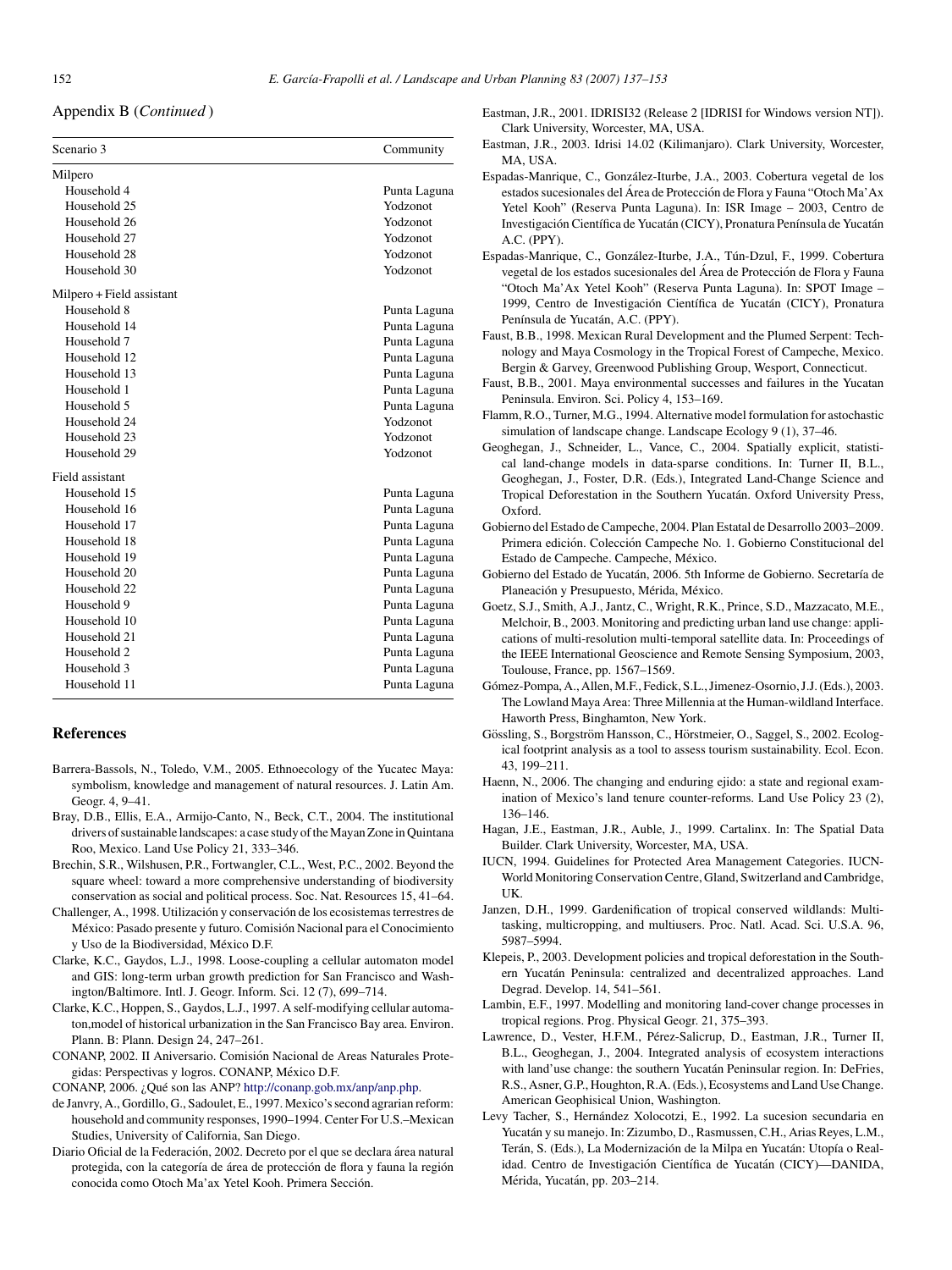Appendix B (*Continued*)

| Scenario 3 | Community |
|---|---|
| Milpero | |
| Household 4 | Punta Laguna |
| Household 25 | Yodzonot |
| Household 26 | Yodzonot |
| Household 27 | Yodzonot |
| Household 28 | Yodzonot |
| Household 30 | Yodzonot |
| Milpero + Field assistant | |
| Household 8 | Punta Laguna |
| Household 14 | Punta Laguna |
| Household 7 | Punta Laguna |
| Household 12 | Punta Laguna |
| Household 13 | Punta Laguna |
| Household 1 | Punta Laguna |
| Household 5 | Punta Laguna |
| Household 24 | Yodzonot |
| Household 23 | Yodzonot |
| Household 29 | Yodzonot |
| Field assistant | |
| Household 15 | Punta Laguna |
| Household 16 | Punta Laguna |
| Household 17 | Punta Laguna |
| Household 18 | Punta Laguna |
| Household 19 | Punta Laguna |
| Household 20 | Punta Laguna |
| Household 22 | Punta Laguna |
| Household 9 | Punta Laguna |
| Household 10 | Punta Laguna |
| Household 21 | Punta Laguna |
| Household 2 | Punta Laguna |
| Household 3 | Punta Laguna |
| Household 11 | Punta Laguna |

## References

Barrera-Bassols, N., Toledo, V.M., 2005. Ethnoecology of the Yucatec Maya: symbolism, knowledge and management of natural resources. J. Latin Am. Geogr. 4, 9–41.

Bray, D.B., Ellis, E.A., Armijo-Canto, N., Beck, C.T., 2004. The institutional drivers of sustainable landscapes: a case study of the Mayan Zone in Quintana Roo, Mexico. Land Use Policy 21, 333–346.

Brechin, S.R., Wilshusen, P.R., Fortwangler, C.L., West, P.C., 2002. Beyond the square wheel: toward a more comprehensive understanding of biodiversity conservation as social and political process. Soc. Nat. Resources 15, 41–64.

Challenger, A., 1998. Utilización y conservación de los ecosistemas terrestres de México: Pasado presente y futuro. Comisión Nacional para el Conocimiento y Uso de la Biodiversidad, México D.F.

Clarke, K.C., Gaydos, L.J., 1998. Loose-coupling a cellular automaton model and GIS: long-term urban growth prediction for San Francisco and Washington/Baltimore. Intl. J. Geogr. Inform. Sci. 12 (7), 699–714.

Clarke, K.C., Hoppen, S., Gaydos, L.J., 1997. A self-modifying cellular automaton, model of historical urbanization in the San Francisco Bay area. Environ. Plann. B: Plann. Design 24, 247–261.

CONANP, 2002. II Aniversario. Comisión Nacional de Areas Naturales Protegidas: Perspectivas y logros. CONANP, México D.F.

CONANP, 2006. ¿Qué son las ANP? http://conanp.gob.mx/anp/anp.php.

de Janvry, A., Gordillo, G., Sadoulet, E., 1997. Mexico's second agrarian reform: household and community responses, 1990–1994. Center For U.S.–Mexican Studies, University of California, San Diego.

Diario Oficial de la Federación, 2002. Decreto por el que se declara área natural protegida, con la categoría de área de protección de flora y fauna la región conocida como Otoch Ma'ax Yetel Kooh. Primera Sección.

Eastman, J.R., 2001. IDRISI32 (Release 2 [IDRISI for Windows version NT]). Clark University, Worcester, MA, USA.

Eastman, J.R., 2003. Idrisi 14.02 (Kilimanjaro). Clark University, Worcester, MA, USA.

Espadas-Manrique, C., González-Iturbe, J.A., 2003. Cobertura vegetal de los estados sucesionales del Área de Protección de Flora y Fauna "Otoch Ma'Ax Yetel Kooh" (Reserva Punta Laguna). In: ISR Image – 2003, Centro de Investigación Científica de Yucatán (CICY), Pronatura Península de Yucatán A.C. (PPY).

Espadas-Manrique, C., González-Iturbe, J.A., Tún-Dzul, F., 1999. Cobertura vegetal de los estados sucesionales del Área de Protección de Flora y Fauna "Otoch Ma'Ax Yetel Kooh" (Reserva Punta Laguna). In: SPOT Image – 1999, Centro de Investigación Científica de Yucatán (CICY), Pronatura Península de Yucatán, A.C. (PPY).

Faust, B.B., 1998. Mexican Rural Development and the Plumed Serpent: Technology and Maya Cosmology in the Tropical Forest of Campeche, Mexico. Bergin & Garvey, Greenwood Publishing Group, Wesport, Connecticut.

Faust, B.B., 2001. Maya environmental successes and failures in the Yucatan Peninsula. Environ. Sci. Policy 4, 153–169.

Flamm, R.O., Turner, M.G., 1994. Alternative model formulation for astochastic simulation of landscape change. Landscape Ecology 9 (1), 37–46.

Geoghegan, J., Schneider, L., Vance, C., 2004. Spatially explicit, statistical land-change models in data-sparse conditions. In: Turner II, B.L., Geoghegan, J., Foster, D.R. (Eds.), Integrated Land-Change Science and Tropical Deforestation in the Southern Yucatán. Oxford University Press, Oxford.

Gobierno del Estado de Campeche, 2004. Plan Estatal de Desarrollo 2003–2009. Primera edición. Colección Campeche No. 1. Gobierno Constitucional del Estado de Campeche. Campeche, México.

Gobierno del Estado de Yucatán, 2006. 5th Informe de Gobierno. Secretaría de Planeación y Presupuesto, Mérida, México.

Goetz, S.J., Smith, A.J., Jantz, C., Wright, R.K., Prince, S.D., Mazzacato, M.E., Melchoir, B., 2003. Monitoring and predicting urban land use change: applications of multi-resolution multi-temporal satellite data. In: Proceedings of the IEEE International Geoscience and Remote Sensing Symposium, 2003, Toulouse, France, pp. 1567–1569.

Gómez-Pompa, A., Allen, M.F., Fedick, S.L., Jimenez-Osornio, J.J. (Eds.), 2003. The Lowland Maya Area: Three Millennia at the Human-wildland Interface. Haworth Press, Binghamton, New York.

Gössling, S., Borgström Hansson, C., Hörstmeier, O., Saggel, S., 2002. Ecological footprint analysis as a tool to assess tourism sustainability. Ecol. Econ. 43, 199–211.

Haenn, N., 2006. The changing and enduring ejido: a state and regional examination of Mexico's land tenure counter-reforms. Land Use Policy 23 (2), 136–146.

Hagan, J.E., Eastman, J.R., Auble, J., 1999. Cartalinx. In: The Spatial Data Builder. Clark University, Worcester, MA, USA.

IUCN, 1994. Guidelines for Protected Area Management Categories. IUCN-World Monitoring Conservation Centre, Gland, Switzerland and Cambridge, UK.

Janzen, D.H., 1999. Gardenification of tropical conserved wildlands: Multitasking, multicropping, and multiusers. Proc. Natl. Acad. Sci. U.S.A. 96, 5987–5994.

Klepeis, P., 2003. Development policies and tropical deforestation in the Southern Yucatán Peninsula: centralized and decentralized approaches. Land Degrad. Develop. 14, 541–561.

Lambin, E.F., 1997. Modelling and monitoring land-cover change processes in tropical regions. Prog. Physical Geogr. 21, 375–393.

Lawrence, D., Vester, H.F.M., Pérez-Salicrup, D., Eastman, J.R., Turner II, B.L., Geoghegan, J., 2004. Integrated analysis of ecosystem interactions with land'use change: the southern Yucatán Peninsular region. In: DeFries, R.S., Asner, G.P., Houghton, R.A. (Eds.), Ecosystems and Land Use Change. American Geophisical Union, Washington.

Levy Tacher, S., Hernández Xolocotzi, E., 1992. La sucesion secundaria en Yucatán y su manejo. In: Zizumbo, D., Rasmussen, C.H., Arias Reyes, L.M., Terán, S. (Eds.), La Modernización de la Milpa en Yucatán: Utopía o Realidad. Centro de Investigación Científica de Yucatán (CICY)—DANIDA, Mérida, Yucatán, pp. 203–214.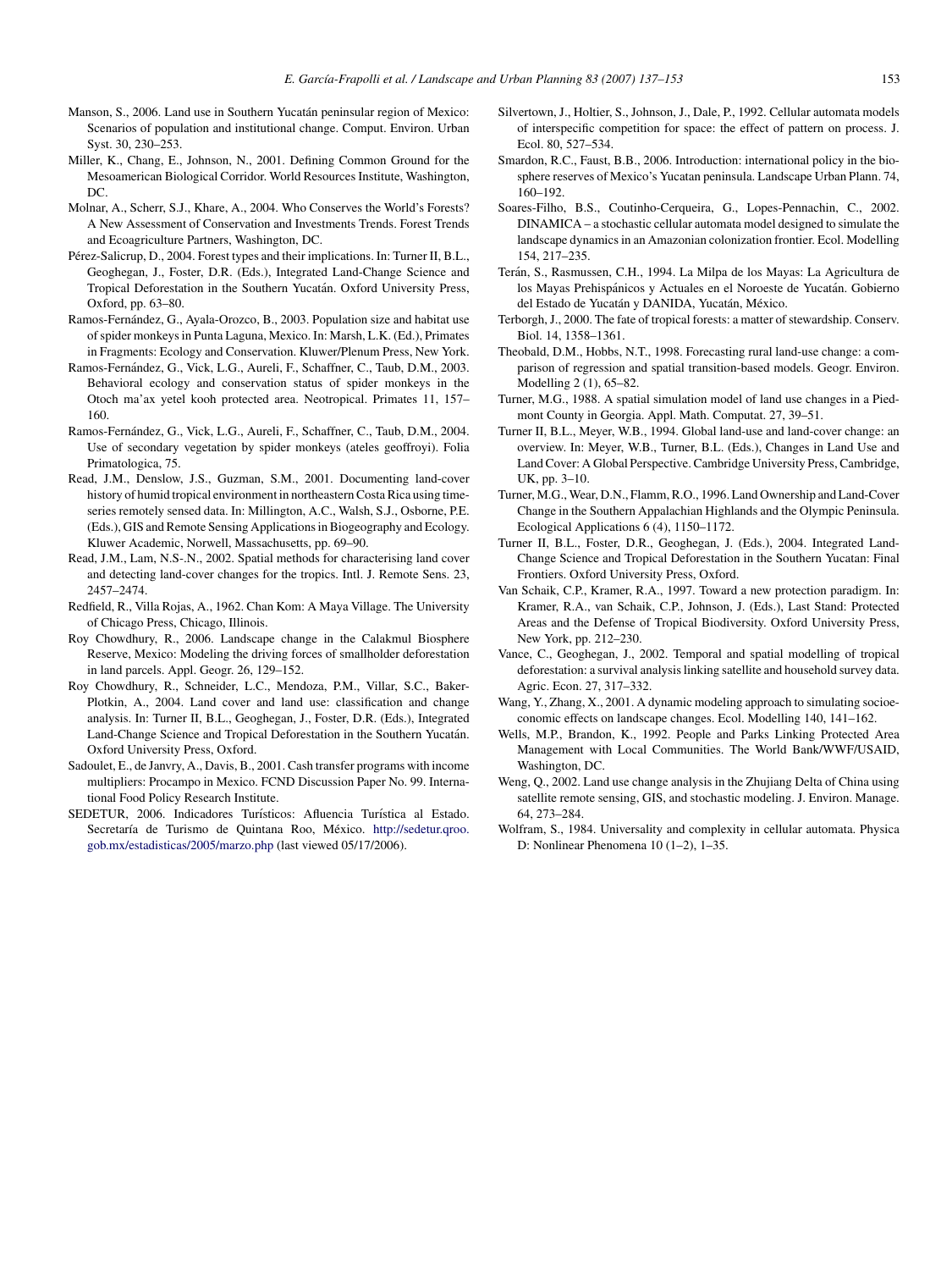Manson, S., 2006. Land use in Southern Yucatán peninsular region of Mexico: Scenarios of population and institutional change. Comput. Environ. Urban Syst. 30, 230–253.

Miller, K., Chang, E., Johnson, N., 2001. Defining Common Ground for the Mesoamerican Biological Corridor. World Resources Institute, Washington, DC.

Molnar, A., Scherr, S.J., Khare, A., 2004. Who Conserves the World's Forests? A New Assessment of Conservation and Investments Trends. Forest Trends and Ecoagriculture Partners, Washington, DC.

Pérez-Salicrup, D., 2004. Forest types and their implications. In: Turner II, B.L., Geoghegan, J., Foster, D.R. (Eds.), Integrated Land-Change Science and Tropical Deforestation in the Southern Yucatán. Oxford University Press, Oxford, pp. 63–80.

Ramos-Fernández, G., Ayala-Orozco, B., 2003. Population size and habitat use of spider monkeys in Punta Laguna, Mexico. In: Marsh, L.K. (Ed.), Primates in Fragments: Ecology and Conservation. Kluwer/Plenum Press, New York.

Ramos-Fernández, G., Vick, L.G., Aureli, F., Schaffner, C., Taub, D.M., 2003. Behavioral ecology and conservation status of spider monkeys in the Otoch ma'ax yetel kooh protected area. Neotropical. Primates 11, 157–160.

Ramos-Fernández, G., Vick, L.G., Aureli, F., Schaffner, C., Taub, D.M., 2004. Use of secondary vegetation by spider monkeys (ateles geoffroyi). Folia Primatologica, 75.

Read, J.M., Denslow, J.S., Guzman, S.M., 2001. Documenting land-cover history of humid tropical environment in northeastern Costa Rica using time-series remotely sensed data. In: Millington, A.C., Walsh, S.J., Osborne, P.E. (Eds.), GIS and Remote Sensing Applications in Biogeography and Ecology. Kluwer Academic, Norwell, Massachusetts, pp. 69–90.

Read, J.M., Lam, N.S.-.N., 2002. Spatial methods for characterising land cover and detecting land-cover changes for the tropics. Intl. J. Remote Sens. 23, 2457–2474.

Redfield, R., Villa Rojas, A., 1962. Chan Kom: A Maya Village. The University of Chicago Press, Chicago, Illinois.

Roy Chowdhury, R., 2006. Landscape change in the Calakmul Biosphere Reserve, Mexico: Modeling the driving forces of smallholder deforestation in land parcels. Appl. Geogr. 26, 129–152.

Roy Chowdhury, R., Schneider, L.C., Mendoza, P.M., Villar, S.C., Baker-Plotkin, A., 2004. Land cover and land use: classification and change analysis. In: Turner II, B.L., Geoghegan, J., Foster, D.R. (Eds.), Integrated Land-Change Science and Tropical Deforestation in the Southern Yucatán. Oxford University Press, Oxford.

Sadoulet, E., de Janvry, A., Davis, B., 2001. Cash transfer programs with income multipliers: Procampo in Mexico. FCND Discussion Paper No. 99. International Food Policy Research Institute.

SEDETUR, 2006. Indicadores Turísticos: Afluencia Turística al Estado. Secretaría de Turismo de Quintana Roo, México. http://sedetur.qroo.gob.mx/estadisticas/2005/marzo.php (last viewed 05/17/2006).

Silvertown, J., Holtier, S., Johnson, J., Dale, P., 1992. Cellular automata models of interspecific competition for space: the effect of pattern on process. J. Ecol. 80, 527–534.

Smardon, R.C., Faust, B.B., 2006. Introduction: international policy in the biosphere reserves of Mexico's Yucatan peninsula. Landscape Urban Plann. 74, 160–192.

Soares-Filho, B.S., Coutinho-Cerqueira, G., Lopes-Pennachin, C., 2002. DINAMICA – a stochastic cellular automata model designed to simulate the landscape dynamics in an Amazonian colonization frontier. Ecol. Modelling 154, 217–235.

Terán, S., Rasmussen, C.H., 1994. La Milpa de los Mayas: La Agricultura de los Mayas Prehispánicos y Actuales en el Noroeste de Yucatán. Gobierno del Estado de Yucatán y DANIDA, Yucatán, México.

Terborgh, J., 2000. The fate of tropical forests: a matter of stewardship. Conserv. Biol. 14, 1358–1361.

Theobald, D.M., Hobbs, N.T., 1998. Forecasting rural land-use change: a comparison of regression and spatial transition-based models. Geogr. Environ. Modelling 2 (1), 65–82.

Turner, M.G., 1988. A spatial simulation model of land use changes in a Piedmont County in Georgia. Appl. Math. Computat. 27, 39–51.

Turner II, B.L., Meyer, W.B., 1994. Global land-use and land-cover change: an overview. In: Meyer, W.B., Turner, B.L. (Eds.), Changes in Land Use and Land Cover: A Global Perspective. Cambridge University Press, Cambridge, UK, pp. 3–10.

Turner, M.G., Wear, D.N., Flamm, R.O., 1996. Land Ownership and Land-Cover Change in the Southern Appalachian Highlands and the Olympic Peninsula. Ecological Applications 6 (4), 1150–1172.

Turner II, B.L., Foster, D.R., Geoghegan, J. (Eds.), 2004. Integrated Land-Change Science and Tropical Deforestation in the Southern Yucatan: Final Frontiers. Oxford University Press, Oxford.

Van Schaik, C.P., Kramer, R.A., 1997. Toward a new protection paradigm. In: Kramer, R.A., van Schaik, C.P., Johnson, J. (Eds.), Last Stand: Protected Areas and the Defense of Tropical Biodiversity. Oxford University Press, New York, pp. 212–230.

Vance, C., Geoghegan, J., 2002. Temporal and spatial modelling of tropical deforestation: a survival analysis linking satellite and household survey data. Agric. Econ. 27, 317–332.

Wang, Y., Zhang, X., 2001. A dynamic modeling approach to simulating socioeconomic effects on landscape changes. Ecol. Modelling 140, 141–162.

Wells, M.P., Brandon, K., 1992. People and Parks Linking Protected Area Management with Local Communities. The World Bank/WWF/USAID, Washington, DC.

Weng, Q., 2002. Land use change analysis in the Zhujiang Delta of China using satellite remote sensing, GIS, and stochastic modeling. J. Environ. Manage. 64, 273–284.

Wolfram, S., 1984. Universality and complexity in cellular automata. Physica D: Nonlinear Phenomena 10 (1–2), 1–35.